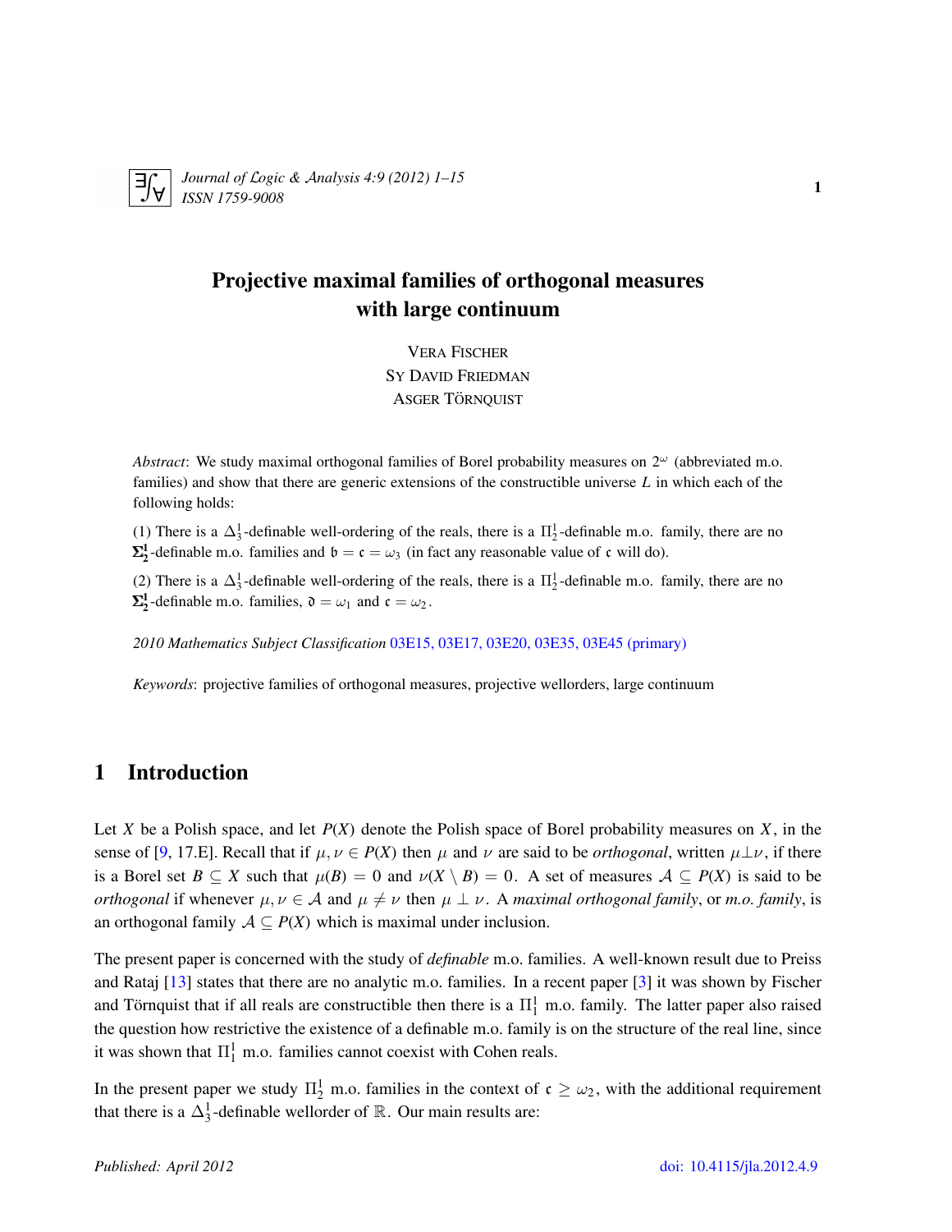# Projective maximal families of orthogonal measures with large continuum

VERA FISCHER
SY DAVID FRIEDMAN
ASGER TÖRNQUIST

*Abstract*: We study maximal orthogonal families of Borel probability measures on $2^\omega$ (abbreviated m.o. families) and show that there are generic extensions of the constructible universe $L$ in which each of the following holds:

(1) There is a $\Delta^1_3$-definable well-ordering of the reals, there is a $\Pi^1_2$-definable m.o. family, there are no $\mathbf{\Sigma^1_2}$-definable m.o. families and $\mathfrak{b} = \mathfrak{c} = \omega_3$ (in fact any reasonable value of $\mathfrak{c}$ will do).

(2) There is a $\Delta^1_3$-definable well-ordering of the reals, there is a $\Pi^1_2$-definable m.o. family, there are no $\mathbf{\Sigma^1_2}$-definable m.o. families, $\mathfrak{d} = \omega_1$ and $\mathfrak{c} = \omega_2$.

*2010 Mathematics Subject Classification* 03E15, 03E17, 03E20, 03E35, 03E45 (primary)

*Keywords*: projective families of orthogonal measures, projective wellorders, large continuum

## 1 Introduction

Let $X$ be a Polish space, and let $P(X)$ denote the Polish space of Borel probability measures on $X$, in the sense of [9, 17.E]. Recall that if $\mu, \nu \in P(X)$ then $\mu$ and $\nu$ are said to be *orthogonal*, written $\mu \perp \nu$, if there is a Borel set $B \subseteq X$ such that $\mu(B) = 0$ and $\nu(X \setminus B) = 0$. A set of measures $\mathcal{A} \subseteq P(X)$ is said to be *orthogonal* if whenever $\mu, \nu \in \mathcal{A}$ and $\mu \neq \nu$ then $\mu \perp \nu$. A *maximal orthogonal family*, or *m.o. family*, is an orthogonal family $\mathcal{A} \subseteq P(X)$ which is maximal under inclusion.

The present paper is concerned with the study of *definable* m.o. families. A well-known result due to Preiss and Rataj [13] states that there are no analytic m.o. families. In a recent paper [3] it was shown by Fischer and Törnquist that if all reals are constructible then there is a $\Pi^1_1$ m.o. family. The latter paper also raised the question how restrictive the existence of a definable m.o. family is on the structure of the real line, since it was shown that $\Pi^1_1$ m.o. families cannot coexist with Cohen reals.

In the present paper we study $\Pi^1_2$ m.o. families in the context of $\mathfrak{c} \geq \omega_2$, with the additional requirement that there is a $\Delta^1_3$-definable wellorder of $\mathbb{R}$. Our main results are: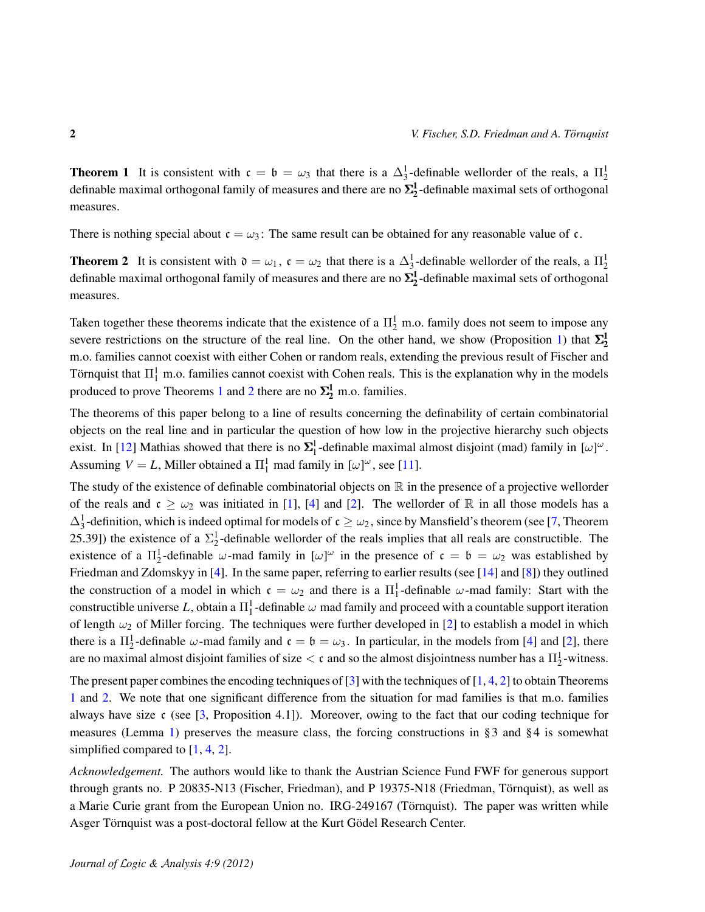**Theorem 1** It is consistent with $\mathfrak{c} = \mathfrak{b} = \omega_3$ that there is a $\Delta^1_3$-definable wellorder of the reals, a $\Pi^1_2$ definable maximal orthogonal family of measures and there are no $\mathbf{\Sigma^1_2}$-definable maximal sets of orthogonal measures.

There is nothing special about $\mathfrak{c} = \omega_3$: The same result can be obtained for any reasonable value of $\mathfrak{c}$.

**Theorem 2** It is consistent with $\mathfrak{d} = \omega_1$, $\mathfrak{c} = \omega_2$ that there is a $\Delta^1_3$-definable wellorder of the reals, a $\Pi^1_2$ definable maximal orthogonal family of measures and there are no $\mathbf{\Sigma^1_2}$-definable maximal sets of orthogonal measures.

Taken together these theorems indicate that the existence of a $\Pi^1_2$ m.o. family does not seem to impose any severe restrictions on the structure of the real line. On the other hand, we show (Proposition 1) that $\mathbf{\Sigma^1_2}$ m.o. families cannot coexist with either Cohen or random reals, extending the previous result of Fischer and Törnquist that $\Pi^1_1$ m.o. families cannot coexist with Cohen reals. This is the explanation why in the models produced to prove Theorems 1 and 2 there are no $\mathbf{\Sigma^1_2}$ m.o. families.

The theorems of this paper belong to a line of results concerning the definability of certain combinatorial objects on the real line and in particular the question of how low in the projective hierarchy such objects exist. In [12] Mathias showed that there is no $\mathbf{\Sigma}^1_1$-definable maximal almost disjoint (mad) family in $[\omega]^\omega$. Assuming $V = L$, Miller obtained a $\Pi^1_1$ mad family in $[\omega]^\omega$, see [11].

The study of the existence of definable combinatorial objects on $\mathbb{R}$ in the presence of a projective wellorder of the reals and $\mathfrak{c} \geq \omega_2$ was initiated in [1], [4] and [2]. The wellorder of $\mathbb{R}$ in all those models has a $\Delta^1_3$-definition, which is indeed optimal for models of $\mathfrak{c} \geq \omega_2$, since by Mansfield's theorem (see [7, Theorem 25.39]) the existence of a $\Sigma^1_2$-definable wellorder of the reals implies that all reals are constructible. The existence of a $\Pi^1_2$-definable $\omega$-mad family in $[\omega]^\omega$ in the presence of $\mathfrak{c} = \mathfrak{b} = \omega_2$ was established by Friedman and Zdomskyy in [4]. In the same paper, referring to earlier results (see [14] and [8]) they outlined the construction of a model in which $\mathfrak{c} = \omega_2$ and there is a $\Pi^1_1$-definable $\omega$-mad family: Start with the constructible universe $L$, obtain a $\Pi^1_1$-definable $\omega$ mad family and proceed with a countable support iteration of length $\omega_2$ of Miller forcing. The techniques were further developed in [2] to establish a model in which there is a $\Pi^1_2$-definable $\omega$-mad family and $\mathfrak{c} = \mathfrak{b} = \omega_3$. In particular, in the models from [4] and [2], there are no maximal almost disjoint families of size $< \mathfrak{c}$ and so the almost disjointness number has a $\Pi^1_2$-witness.

The present paper combines the encoding techniques of [3] with the techniques of [1, 4, 2] to obtain Theorems 1 and 2. We note that one significant difference from the situation for mad families is that m.o. families always have size $\mathfrak{c}$ (see [3, Proposition 4.1]). Moreover, owing to the fact that our coding technique for measures (Lemma 1) preserves the measure class, the forcing constructions in §3 and §4 is somewhat simplified compared to [1, 4, 2].

*Acknowledgement.* The authors would like to thank the Austrian Science Fund FWF for generous support through grants no. P 20835-N13 (Fischer, Friedman), and P 19375-N18 (Friedman, Törnquist), as well as a Marie Curie grant from the European Union no. IRG-249167 (Törnquist). The paper was written while Asger Törnquist was a post-doctoral fellow at the Kurt Gödel Research Center.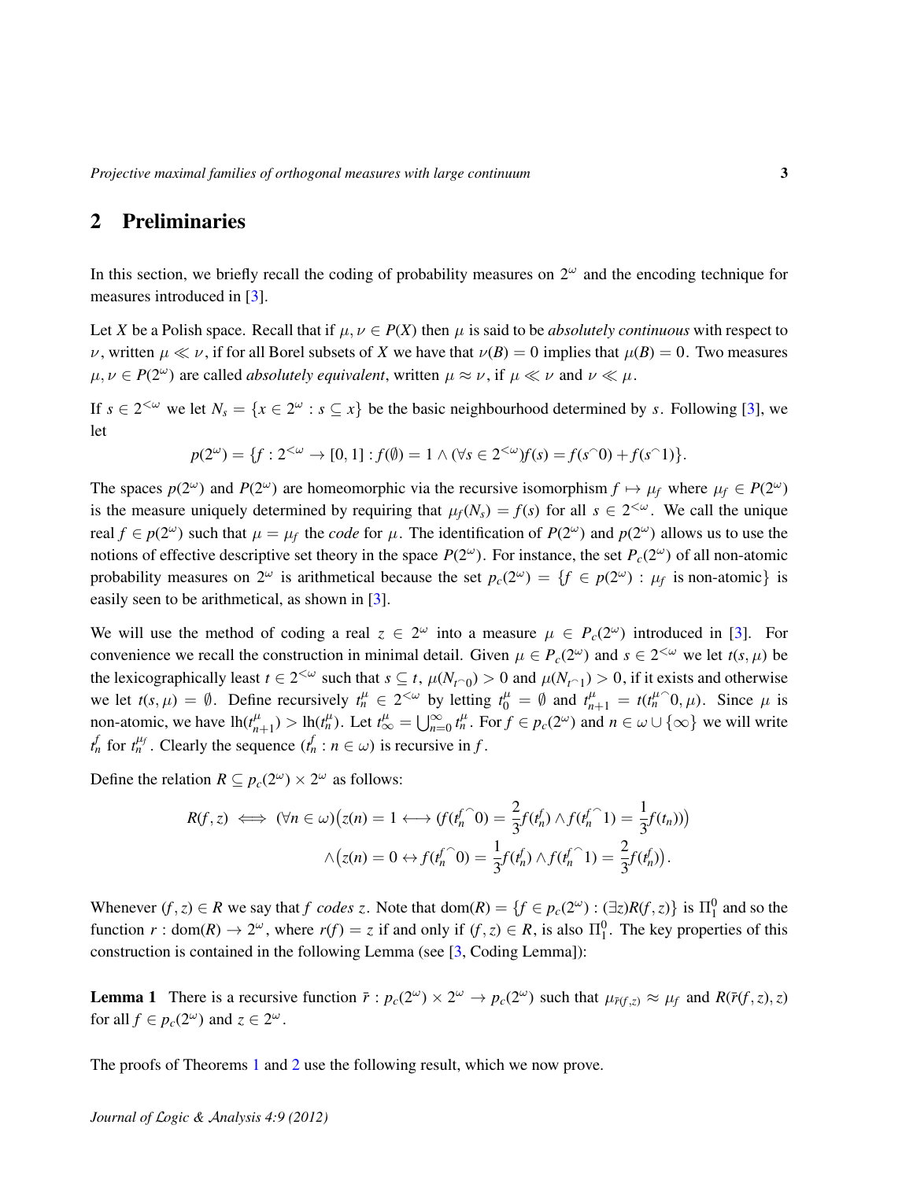## 2 Preliminaries

In this section, we briefly recall the coding of probability measures on $2^\omega$ and the encoding technique for measures introduced in [3].

Let $X$ be a Polish space. Recall that if $\mu, \nu \in P(X)$ then $\mu$ is said to be *absolutely continuous* with respect to $\nu$, written $\mu \ll \nu$, if for all Borel subsets of $X$ we have that $\nu(B) = 0$ implies that $\mu(B) = 0$. Two measures $\mu, \nu \in P(2^\omega)$ are called *absolutely equivalent*, written $\mu \approx \nu$, if $\mu \ll \nu$ and $\nu \ll \mu$.

If $s \in 2^{<\omega}$ we let $N_s = \{x \in 2^\omega : s \subseteq x\}$ be the basic neighbourhood determined by $s$. Following [3], we let

$$p(2^\omega) = \{f : 2^{<\omega} \to [0,1] : f(\emptyset) = 1 \wedge (\forall s \in 2^{<\omega}) f(s) = f(s^\frown 0) + f(s^\frown 1)\}.$$

The spaces $p(2^\omega)$ and $P(2^\omega)$ are homeomorphic via the recursive isomorphism $f \mapsto \mu_f$ where $\mu_f \in P(2^\omega)$ is the measure uniquely determined by requiring that $\mu_f(N_s) = f(s)$ for all $s \in 2^{<\omega}$. We call the unique real $f \in p(2^\omega)$ such that $\mu = \mu_f$ the *code* for $\mu$. The identification of $P(2^\omega)$ and $p(2^\omega)$ allows us to use the notions of effective descriptive set theory in the space $P(2^\omega)$. For instance, the set $P_c(2^\omega)$ of all non-atomic probability measures on $2^\omega$ is arithmetical because the set $p_c(2^\omega) = \{f \in p(2^\omega) : \mu_f \text{ is non-atomic}\}$ is easily seen to be arithmetical, as shown in [3].

We will use the method of coding a real $z \in 2^\omega$ into a measure $\mu \in P_c(2^\omega)$ introduced in [3]. For convenience we recall the construction in minimal detail. Given $\mu \in P_c(2^\omega)$ and $s \in 2^{<\omega}$ we let $t(s, \mu)$ be the lexicographically least $t \in 2^{<\omega}$ such that $s \subseteq t$, $\mu(N_{t^\frown 0}) > 0$ and $\mu(N_{t^\frown 1}) > 0$, if it exists and otherwise we let $t(s,\mu) = \emptyset$. Define recursively $t_n^\mu \in 2^{<\omega}$ by letting $t_0^\mu = \emptyset$ and $t_{n+1}^\mu = t(t_n^{\mu\frown} 0, \mu)$. Since $\mu$ is non-atomic, we have $\mathrm{lh}(t_{n+1}^\mu) > \mathrm{lh}(t_n^\mu)$. Let $t_\infty^\mu = \bigcup_{n=0}^\infty t_n^\mu$. For $f \in p_c(2^\omega)$ and $n \in \omega \cup \{\infty\}$ we will write $t_n^f$ for $t_n^{\mu_f}$. Clearly the sequence $(t_n^f : n \in \omega)$ is recursive in $f$.

Define the relation $R \subseteq p_c(2^\omega) \times 2^\omega$ as follows:

$$R(f,z) \iff (\forall n \in \omega)\big(z(n) = 1 \longleftrightarrow (f(t_n^{f\frown} 0) = \frac{2}{3} f(t_n^f) \wedge f(t_n^{f\frown} 1) = \frac{1}{3} f(t_n))\big)$$
$$\wedge \big(z(n) = 0 \leftrightarrow f(t_n^{f\frown} 0) = \frac{1}{3} f(t_n^f) \wedge f(t_n^{f\frown} 1) = \frac{2}{3} f(t_n^f)\big).$$

Whenever $(f,z) \in R$ we say that $f$ *codes* $z$. Note that $\mathrm{dom}(R) = \{f \in p_c(2^\omega) : (\exists z) R(f,z)\}$ is $\Pi_1^0$ and so the function $r : \mathrm{dom}(R) \to 2^\omega$, where $r(f) = z$ if and only if $(f,z) \in R$, is also $\Pi_1^0$. The key properties of this construction is contained in the following Lemma (see [3, Coding Lemma]):

**Lemma 1** There is a recursive function $\bar{r} : p_c(2^\omega) \times 2^\omega \to p_c(2^\omega)$ such that $\mu_{\bar{r}(f,z)} \approx \mu_f$ and $R(\bar{r}(f,z), z)$ for all $f \in p_c(2^\omega)$ and $z \in 2^\omega$.

The proofs of Theorems 1 and 2 use the following result, which we now prove.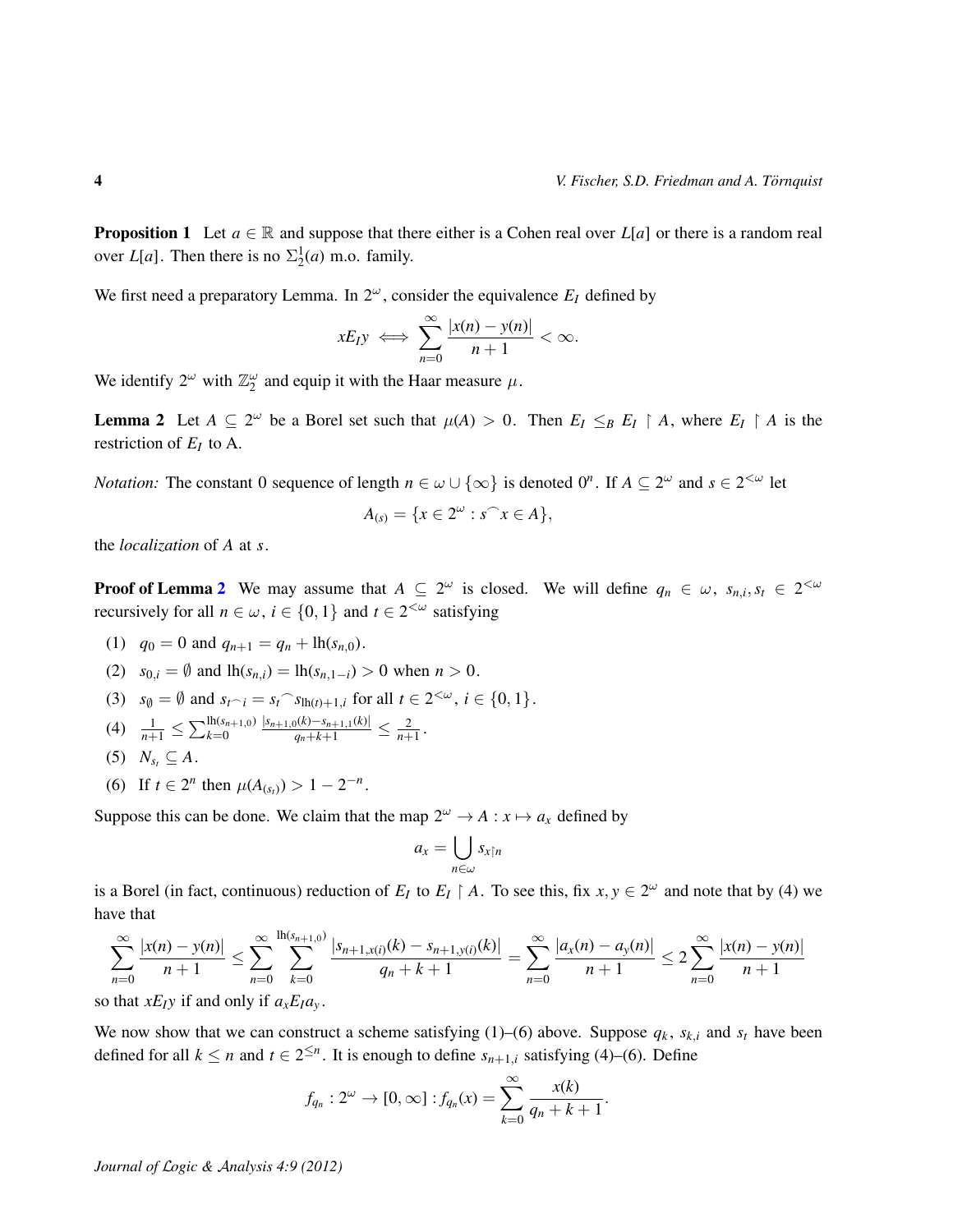**Proposition 1** Let $a \in \mathbb{R}$ and suppose that there either is a Cohen real over $L[a]$ or there is a random real over $L[a]$. Then there is no $\Sigma^1_2(a)$ m.o. family.

We first need a preparatory Lemma. In $2^\omega$, consider the equivalence $E_I$ defined by

$$xE_Iy \iff \sum_{n=0}^{\infty} \frac{|x(n)-y(n)|}{n+1} < \infty.$$

We identify $2^\omega$ with $\mathbb{Z}_2^\omega$ and equip it with the Haar measure $\mu$.

**Lemma 2** Let $A \subseteq 2^\omega$ be a Borel set such that $\mu(A) > 0$. Then $E_I \leq_B E_I \restriction A$, where $E_I \restriction A$ is the restriction of $E_I$ to A.

*Notation:* The constant 0 sequence of length $n \in \omega \cup \{\infty\}$ is denoted $0^n$. If $A \subseteq 2^\omega$ and $s \in 2^{<\omega}$ let

$$A_{(s)} = \{x \in 2^\omega : s^\frown x \in A\},$$

the *localization* of $A$ at $s$.

**Proof of Lemma 2** We may assume that $A \subseteq 2^\omega$ is closed. We will define $q_n \in \omega$, $s_{n,i}, s_t \in 2^{<\omega}$ recursively for all $n \in \omega$, $i \in \{0,1\}$ and $t \in 2^{<\omega}$ satisfying

(1) $q_0 = 0$ and $q_{n+1} = q_n + \mathrm{lh}(s_{n,0})$.

(2) $s_{0,i} = \emptyset$ and $\mathrm{lh}(s_{n,i}) = \mathrm{lh}(s_{n,1-i}) > 0$ when $n > 0$.

(3) $s_\emptyset = \emptyset$ and $s_{t^\frown i} = s_t{}^\frown s_{\mathrm{lh}(t)+1,i}$ for all $t \in 2^{<\omega}$, $i \in \{0,1\}$.

(4) $\frac{1}{n+1} \leq \sum_{k=0}^{\mathrm{lh}(s_{n+1,0})} \frac{|s_{n+1,0}(k) - s_{n+1,1}(k)|}{q_n+k+1} \leq \frac{2}{n+1}$.

(5) $N_{s_t} \subseteq A$.

(6) If $t \in 2^n$ then $\mu(A_{(s_t)}) > 1 - 2^{-n}$.

Suppose this can be done. We claim that the map $2^\omega \to A : x \mapsto a_x$ defined by

$$a_x = \bigcup_{n\in\omega} s_{x\restriction n}$$

is a Borel (in fact, continuous) reduction of $E_I$ to $E_I \restriction A$. To see this, fix $x, y \in 2^\omega$ and note that by (4) we have that

$$\sum_{n=0}^{\infty} \frac{|x(n)-y(n)|}{n+1} \leq \sum_{n=0}^{\infty} \sum_{k=0}^{\mathrm{lh}(s_{n+1,0})} \frac{|s_{n+1,x(i)}(k) - s_{n+1,y(i)}(k)|}{q_n+k+1} = \sum_{n=0}^{\infty} \frac{|a_x(n)-a_y(n)|}{n+1} \leq 2\sum_{n=0}^{\infty} \frac{|x(n)-y(n)|}{n+1}$$

so that $xE_Iy$ if and only if $a_xE_Ia_y$.

We now show that we can construct a scheme satisfying (1)–(6) above. Suppose $q_k$, $s_{k,i}$ and $s_t$ have been defined for all $k \leq n$ and $t \in 2^{\leq n}$. It is enough to define $s_{n+1,i}$ satisfying (4)–(6). Define

$$f_{q_n} : 2^\omega \to [0,\infty] : f_{q_n}(x) = \sum_{k=0}^{\infty} \frac{x(k)}{q_n+k+1}.$$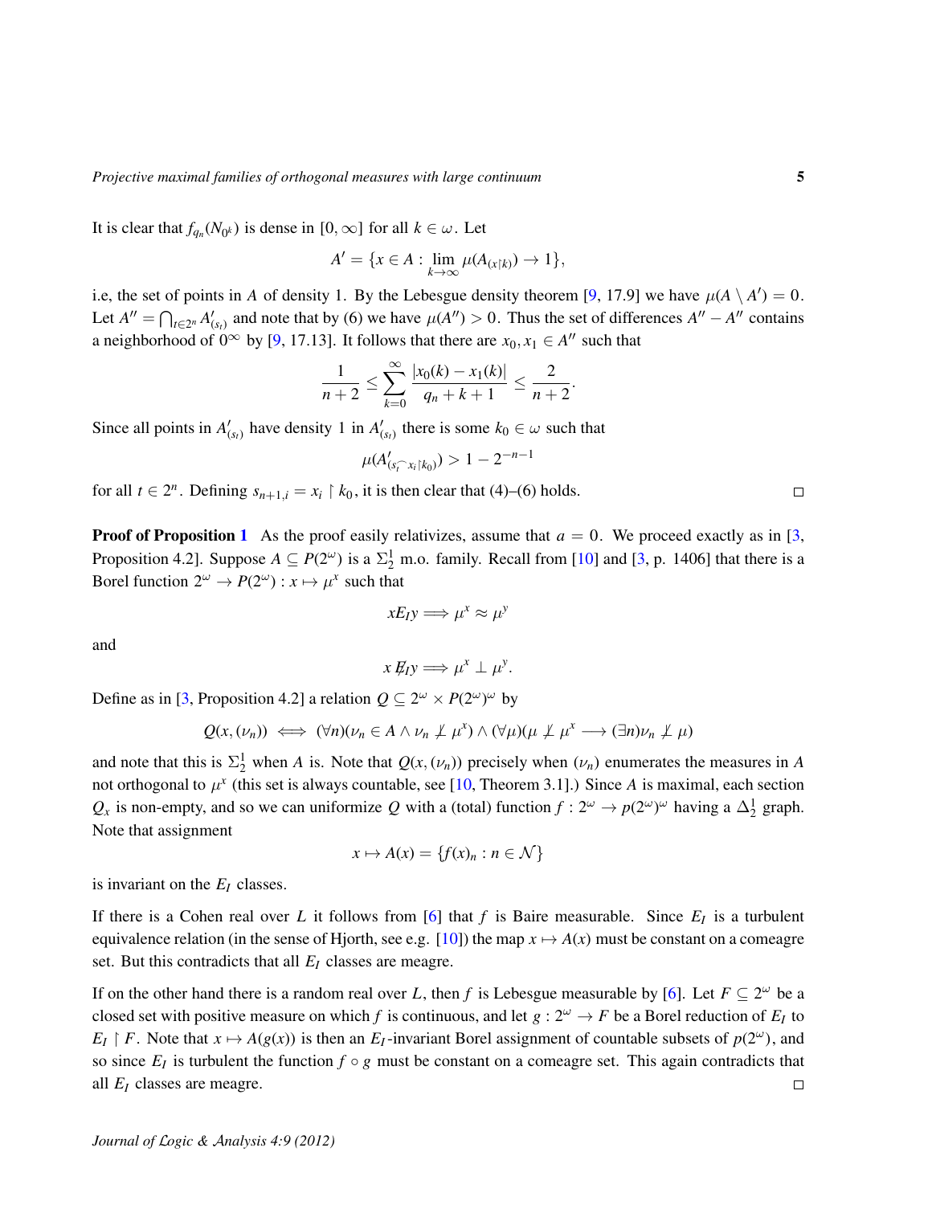It is clear that $f_{q_n}(N_{0^k})$ is dense in $[0,\infty]$ for all $k \in \omega$. Let

$$A' = \{x \in A : \lim_{k\to\infty} \mu(A_{(x\restriction k)}) \to 1\},$$

i.e, the set of points in $A$ of density 1. By the Lebesgue density theorem [9, 17.9] we have $\mu(A \setminus A') = 0$. Let $A'' = \bigcap_{t\in 2^n} A'_{(s_t)}$ and note that by (6) we have $\mu(A'') > 0$. Thus the set of differences $A'' - A''$ contains a neighborhood of $0^\infty$ by [9, 17.13]. It follows that there are $x_0, x_1 \in A''$ such that

$$\frac{1}{n+2} \le \sum_{k=0}^{\infty} \frac{|x_0(k) - x_1(k)|}{q_n + k + 1} \le \frac{2}{n+2}.$$

Since all points in $A'_{(s_t)}$ have density 1 in $A'_{(s_t)}$ there is some $k_0 \in \omega$ such that

$$\mu(A'_{(s_t^\frown x_i\restriction k_0)}) > 1 - 2^{-n-1}$$

for all $t \in 2^n$. Defining $s_{n+1,i} = x_i \restriction k_0$, it is then clear that (4)–(6) holds. □

**Proof of Proposition 1** As the proof easily relativizes, assume that $a = 0$. We proceed exactly as in [3, Proposition 4.2]. Suppose $A \subseteq P(2^\omega)$ is a $\Sigma^1_2$ m.o. family. Recall from [10] and [3, p. 1406] that there is a Borel function $2^\omega \to P(2^\omega) : x \mapsto \mu^x$ such that

$$xE_Iy \implies \mu^x \approx \mu^y$$

and

$$x \not\!E_I y \implies \mu^x \perp \mu^y.$$

Define as in [3, Proposition 4.2] a relation $Q \subseteq 2^\omega \times P(2^\omega)^\omega$ by

$$Q(x,(\nu_n)) \iff (\forall n)(\nu_n \in A \wedge \nu_n \not\perp \mu^x) \wedge (\forall \mu)(\mu \not\perp \mu^x \longrightarrow (\exists n)\nu_n \not\perp \mu)$$

and note that this is $\Sigma^1_2$ when $A$ is. Note that $Q(x,(\nu_n))$ precisely when $(\nu_n)$ enumerates the measures in $A$ not orthogonal to $\mu^x$ (this set is always countable, see [10, Theorem 3.1].) Since $A$ is maximal, each section $Q_x$ is non-empty, and so we can uniformize $Q$ with a (total) function $f : 2^\omega \to p(2^\omega)^\omega$ having a $\Delta^1_2$ graph. Note that assignment

$$x \mapsto A(x) = \{f(x)_n : n \in \mathcal{N}\}$$

is invariant on the $E_I$ classes.

If there is a Cohen real over $L$ it follows from [6] that $f$ is Baire measurable. Since $E_I$ is a turbulent equivalence relation (in the sense of Hjorth, see e.g. [10]) the map $x \mapsto A(x)$ must be constant on a comeagre set. But this contradicts that all $E_I$ classes are meagre.

If on the other hand there is a random real over $L$, then $f$ is Lebesgue measurable by [6]. Let $F \subseteq 2^\omega$ be a closed set with positive measure on which $f$ is continuous, and let $g : 2^\omega \to F$ be a Borel reduction of $E_I$ to $E_I \restriction F$. Note that $x \mapsto A(g(x))$ is then an $E_I$-invariant Borel assignment of countable subsets of $p(2^\omega)$, and so since $E_I$ is turbulent the function $f \circ g$ must be constant on a comeagre set. This again contradicts that all $E_I$ classes are meagre. □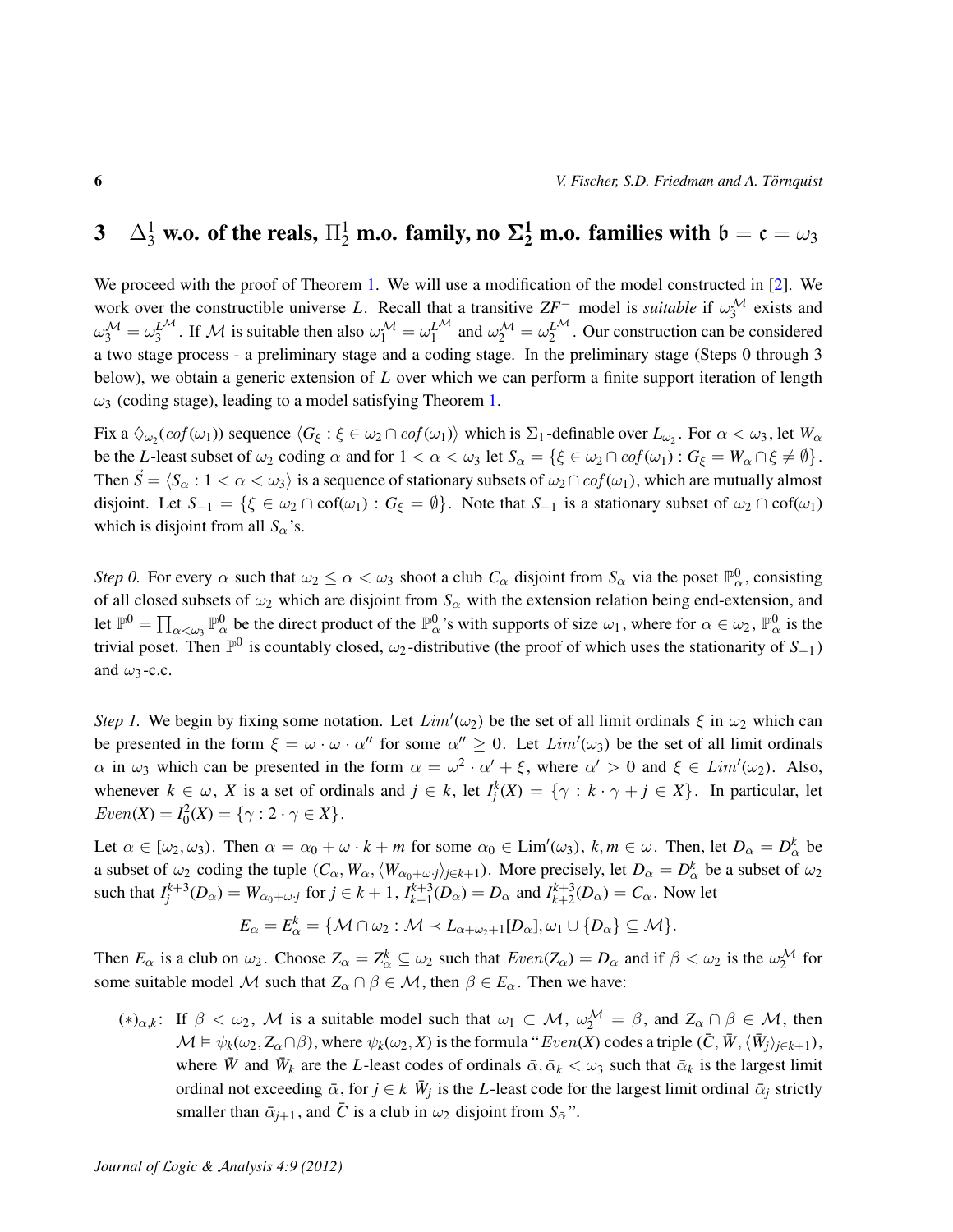# 3 $\Delta^1_3$ w.o. of the reals, $\Pi^1_2$ m.o. family, no $\mathbf{\Sigma^1_2}$ m.o. families with $\mathfrak{b} = \mathfrak{c} = \omega_3$

We proceed with the proof of Theorem 1. We will use a modification of the model constructed in [2]. We work over the constructible universe $L$. Recall that a transitive $ZF^-$ model is *suitable* if $\omega_3^{\mathcal{M}}$ exists and $\omega_3^{\mathcal{M}} = \omega_3^{L^{\mathcal{M}}}$. If $\mathcal{M}$ is suitable then also $\omega_1^{\mathcal{M}} = \omega_1^{L^{\mathcal{M}}}$ and $\omega_2^{\mathcal{M}} = \omega_2^{L^{\mathcal{M}}}$. Our construction can be considered a two stage process - a preliminary stage and a coding stage. In the preliminary stage (Steps 0 through 3 below), we obtain a generic extension of $L$ over which we can perform a finite support iteration of length $\omega_3$ (coding stage), leading to a model satisfying Theorem 1.

Fix a $\diamondsuit_{\omega_2}(cof(\omega_1))$ sequence $\langle G_\xi : \xi \in \omega_2 \cap cof(\omega_1)\rangle$ which is $\Sigma_1$-definable over $L_{\omega_2}$. For $\alpha < \omega_3$, let $W_\alpha$ be the $L$-least subset of $\omega_2$ coding $\alpha$ and for $1 < \alpha < \omega_3$ let $S_\alpha = \{\xi \in \omega_2 \cap cof(\omega_1) : G_\xi = W_\alpha \cap \xi \neq \emptyset\}$. Then $\vec{S} = \langle S_\alpha : 1 < \alpha < \omega_3\rangle$ is a sequence of stationary subsets of $\omega_2 \cap cof(\omega_1)$, which are mutually almost disjoint. Let $S_{-1} = \{\xi \in \omega_2 \cap \mathrm{cof}(\omega_1) : G_\xi = \emptyset\}$. Note that $S_{-1}$ is a stationary subset of $\omega_2 \cap \mathrm{cof}(\omega_1)$ which is disjoint from all $S_\alpha$'s.

*Step 0.* For every $\alpha$ such that $\omega_2 \leq \alpha < \omega_3$ shoot a club $C_\alpha$ disjoint from $S_\alpha$ via the poset $\mathbb{P}^0_\alpha$, consisting of all closed subsets of $\omega_2$ which are disjoint from $S_\alpha$ with the extension relation being end-extension, and let $\mathbb{P}^0 = \prod_{\alpha<\omega_3} \mathbb{P}^0_\alpha$ be the direct product of the $\mathbb{P}^0_\alpha$'s with supports of size $\omega_1$, where for $\alpha \in \omega_2$, $\mathbb{P}^0_\alpha$ is the trivial poset. Then $\mathbb{P}^0$ is countably closed, $\omega_2$-distributive (the proof of which uses the stationarity of $S_{-1}$) and $\omega_3$-c.c.

*Step 1.* We begin by fixing some notation. Let $Lim'(\omega_2)$ be the set of all limit ordinals $\xi$ in $\omega_2$ which can be presented in the form $\xi = \omega \cdot \omega \cdot \alpha''$ for some $\alpha'' \geq 0$. Let $Lim'(\omega_3)$ be the set of all limit ordinals $\alpha$ in $\omega_3$ which can be presented in the form $\alpha = \omega^2 \cdot \alpha' + \xi$, where $\alpha' > 0$ and $\xi \in Lim'(\omega_2)$. Also, whenever $k \in \omega$, $X$ is a set of ordinals and $j \in k$, let $I^k_j(X) = \{\gamma : k \cdot \gamma + j \in X\}$. In particular, let $Even(X) = I^2_0(X) = \{\gamma : 2 \cdot \gamma \in X\}$.

Let $\alpha \in [\omega_2, \omega_3)$. Then $\alpha = \alpha_0 + \omega \cdot k + m$ for some $\alpha_0 \in \mathrm{Lim}'(\omega_3)$, $k, m \in \omega$. Then, let $D_\alpha = D^k_\alpha$ be a subset of $\omega_2$ coding the tuple $(C_\alpha, W_\alpha, \langle W_{\alpha_0+\omega\cdot j}\rangle_{j\in k+1})$. More precisely, let $D_\alpha = D^k_\alpha$ be a subset of $\omega_2$ such that $I^{k+3}_j(D_\alpha) = W_{\alpha_0+\omega\cdot j}$ for $j \in k+1$, $I^{k+3}_{k+1}(D_\alpha) = D_\alpha$ and $I^{k+3}_{k+2}(D_\alpha) = C_\alpha$. Now let

$$E_\alpha = E^k_\alpha = \{\mathcal{M} \cap \omega_2 : \mathcal{M} \prec L_{\alpha+\omega_2+1}[D_\alpha], \omega_1 \cup \{D_\alpha\} \subseteq \mathcal{M}\}.$$

Then $E_\alpha$ is a club on $\omega_2$. Choose $Z_\alpha = Z^k_\alpha \subseteq \omega_2$ such that $Even(Z_\alpha) = D_\alpha$ and if $\beta < \omega_2$ is the $\omega_2^{\mathcal{M}}$ for some suitable model $\mathcal{M}$ such that $Z_\alpha \cap \beta \in \mathcal{M}$, then $\beta \in E_\alpha$. Then we have:

- $(*)_{\alpha,k}$: If $\beta < \omega_2$, $\mathcal{M}$ is a suitable model such that $\omega_1 \subset \mathcal{M}$, $\omega_2^{\mathcal{M}} = \beta$, and $Z_\alpha \cap \beta \in \mathcal{M}$, then $\mathcal{M} \vDash \psi_k(\omega_2, Z_\alpha \cap \beta)$, where $\psi_k(\omega_2, X)$ is the formula "$Even(X)$ codes a triple $(\bar{C}, \bar{W}, \langle \bar{W}_j\rangle_{j\in k+1})$, where $\bar{W}$ and $\bar{W}_k$ are the $L$-least codes of ordinals $\bar{\alpha}, \bar{\alpha}_k < \omega_3$ such that $\bar{\alpha}_k$ is the largest limit ordinal not exceeding $\bar{\alpha}$, for $j \in k$ $\bar{W}_j$ is the $L$-least code for the largest limit ordinal $\bar{\alpha}_j$ strictly smaller than $\bar{\alpha}_{j+1}$, and $\bar{C}$ is a club in $\omega_2$ disjoint from $S_{\bar{\alpha}}$".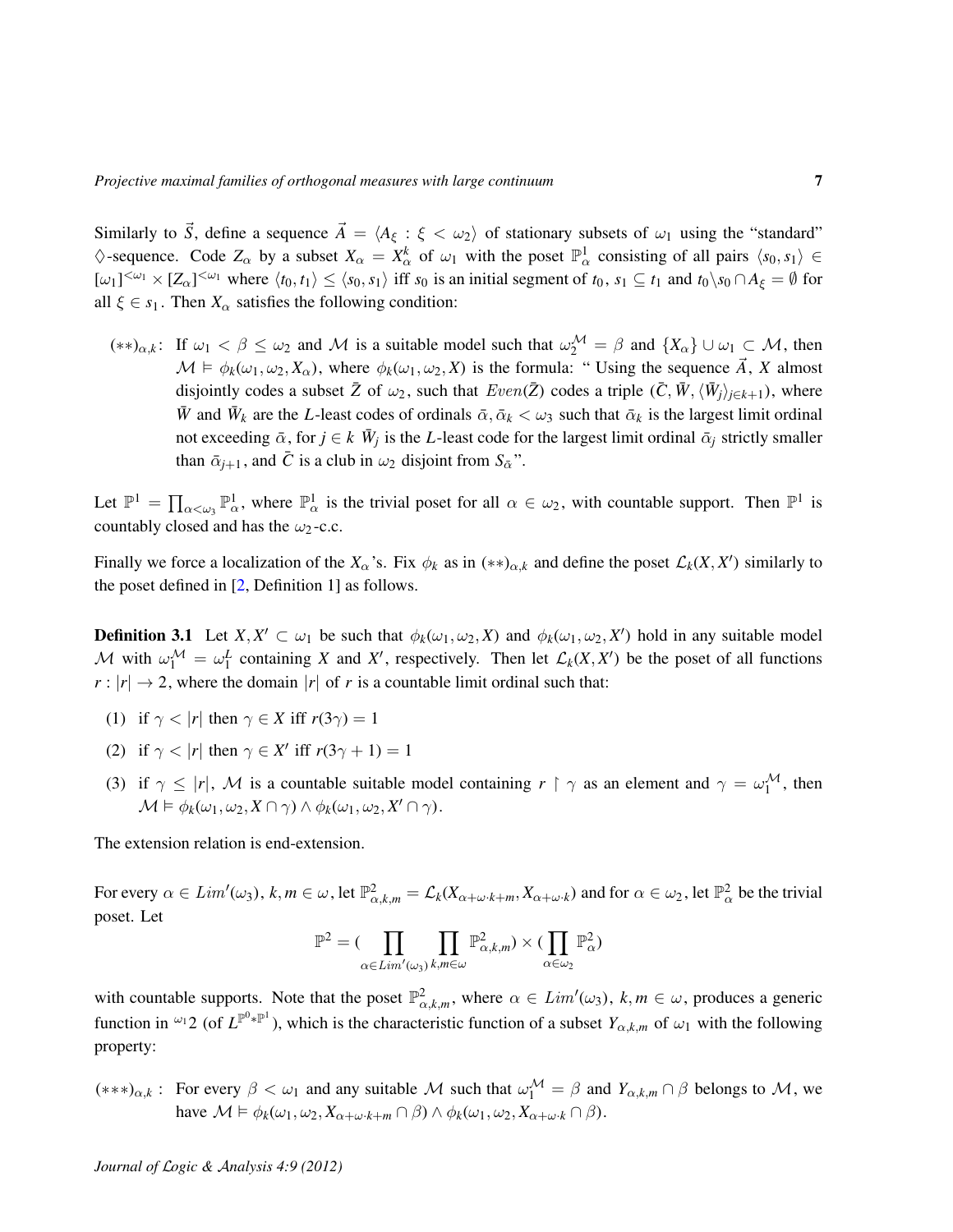Similarly to $\vec{S}$, define a sequence $\vec{A} = \langle A_\xi : \xi < \omega_2 \rangle$ of stationary subsets of $\omega_1$ using the "standard" $\diamondsuit$-sequence. Code $Z_\alpha$ by a subset $X_\alpha = X_\alpha^k$ of $\omega_1$ with the poset $\mathbb{P}^1_\alpha$ consisting of all pairs $\langle s_0, s_1 \rangle \in [\omega_1]^{<\omega_1} \times [Z_\alpha]^{<\omega_1}$ where $\langle t_0, t_1 \rangle \leq \langle s_0, s_1 \rangle$ iff $s_0$ is an initial segment of $t_0$, $s_1 \subseteq t_1$ and $t_0 \backslash s_0 \cap A_\xi = \emptyset$ for all $\xi \in s_1$. Then $X_\alpha$ satisfies the following condition:

$(**)_{\alpha,k}$: If $\omega_1 < \beta \leq \omega_2$ and $\mathcal{M}$ is a suitable model such that $\omega_2^{\mathcal{M}} = \beta$ and $\{X_\alpha\} \cup \omega_1 \subset \mathcal{M}$, then $\mathcal{M} \vDash \phi_k(\omega_1, \omega_2, X_\alpha)$, where $\phi_k(\omega_1, \omega_2, X)$ is the formula: " Using the sequence $\vec{A}$, $X$ almost disjointly codes a subset $\bar{Z}$ of $\omega_2$, such that $Even(\bar{Z})$ codes a triple $(\bar{C}, \bar{W}, \langle \bar{W}_j \rangle_{j \in k+1})$, where $\bar{W}$ and $\bar{W}_k$ are the $L$-least codes of ordinals $\bar{\alpha}, \bar{\alpha}_k < \omega_3$ such that $\bar{\alpha}_k$ is the largest limit ordinal not exceeding $\bar{\alpha}$, for $j \in k$ $\bar{W}_j$ is the $L$-least code for the largest limit ordinal $\bar{\alpha}_j$ strictly smaller than $\bar{\alpha}_{j+1}$, and $\bar{C}$ is a club in $\omega_2$ disjoint from $S_{\bar{\alpha}}$".

Let $\mathbb{P}^1 = \prod_{\alpha < \omega_3} \mathbb{P}^1_\alpha$, where $\mathbb{P}^1_\alpha$ is the trivial poset for all $\alpha \in \omega_2$, with countable support. Then $\mathbb{P}^1$ is countably closed and has the $\omega_2$-c.c.

Finally we force a localization of the $X_\alpha$'s. Fix $\phi_k$ as in $(**)_{\alpha,k}$ and define the poset $\mathcal{L}_k(X, X')$ similarly to the poset defined in [2, Definition 1] as follows.

**Definition 3.1** Let $X, X' \subset \omega_1$ be such that $\phi_k(\omega_1, \omega_2, X)$ and $\phi_k(\omega_1, \omega_2, X')$ hold in any suitable model $\mathcal{M}$ with $\omega_1^{\mathcal{M}} = \omega_1^L$ containing $X$ and $X'$, respectively. Then let $\mathcal{L}_k(X, X')$ be the poset of all functions $r : |r| \to 2$, where the domain $|r|$ of $r$ is a countable limit ordinal such that:

(1) if $\gamma < |r|$ then $\gamma \in X$ iff $r(3\gamma) = 1$

(2) if $\gamma < |r|$ then $\gamma \in X'$ iff $r(3\gamma + 1) = 1$

(3) if $\gamma \leq |r|$, $\mathcal{M}$ is a countable suitable model containing $r \restriction \gamma$ as an element and $\gamma = \omega_1^{\mathcal{M}}$, then $\mathcal{M} \vDash \phi_k(\omega_1, \omega_2, X \cap \gamma) \wedge \phi_k(\omega_1, \omega_2, X' \cap \gamma)$.

The extension relation is end-extension.

For every $\alpha \in Lim'(\omega_3)$, $k, m \in \omega$, let $\mathbb{P}^2_{\alpha,k,m} = \mathcal{L}_k(X_{\alpha+\omega \cdot k+m}, X_{\alpha+\omega \cdot k})$ and for $\alpha \in \omega_2$, let $\mathbb{P}^2_\alpha$ be the trivial poset. Let

$$\mathbb{P}^2 = \Big(\prod_{\alpha \in Lim'(\omega_3)} \prod_{k,m \in \omega} \mathbb{P}^2_{\alpha,k,m}\Big) \times \Big(\prod_{\alpha \in \omega_2} \mathbb{P}^2_\alpha\Big)$$

with countable supports. Note that the poset $\mathbb{P}^2_{\alpha,k,m}$, where $\alpha \in Lim'(\omega_3)$, $k, m \in \omega$, produces a generic function in ${}^{\omega_1}2$ (of $L^{\mathbb{P}^0 * \mathbb{P}^1}$), which is the characteristic function of a subset $Y_{\alpha,k,m}$ of $\omega_1$ with the following property:

$(***)_{\alpha,k}$ : For every $\beta < \omega_1$ and any suitable $\mathcal{M}$ such that $\omega_1^{\mathcal{M}} = \beta$ and $Y_{\alpha,k,m} \cap \beta$ belongs to $\mathcal{M}$, we have $\mathcal{M} \vDash \phi_k(\omega_1, \omega_2, X_{\alpha+\omega \cdot k+m} \cap \beta) \wedge \phi_k(\omega_1, \omega_2, X_{\alpha+\omega \cdot k} \cap \beta)$.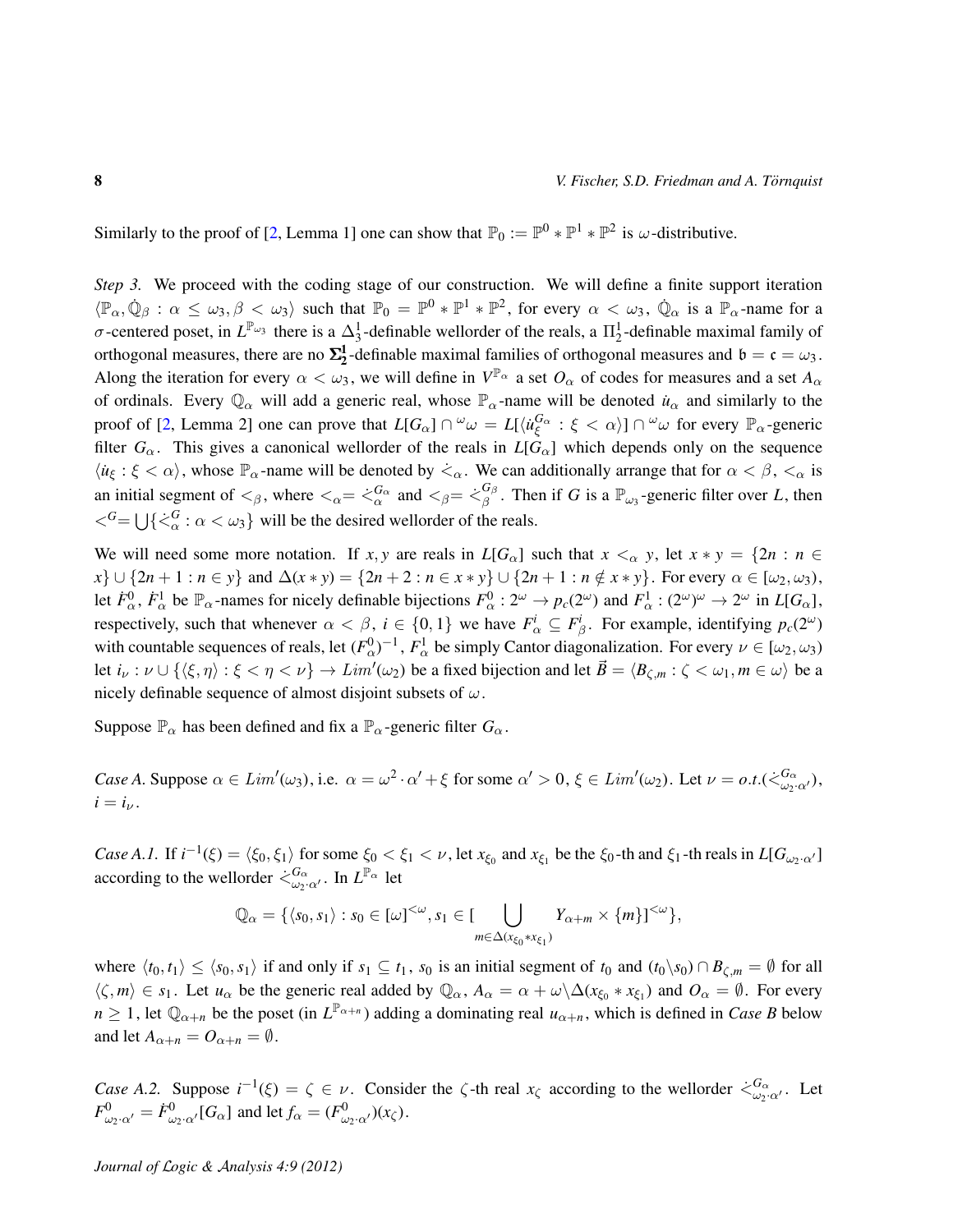Similarly to the proof of [2, Lemma 1] one can show that $\mathbb{P}_0 := \mathbb{P}^0 * \mathbb{P}^1 * \mathbb{P}^2$ is $\omega$-distributive.

*Step 3.* We proceed with the coding stage of our construction. We will define a finite support iteration $\langle \mathbb{P}_\alpha, \dot{\mathbb{Q}}_\beta : \alpha \leq \omega_3, \beta < \omega_3 \rangle$ such that $\mathbb{P}_0 = \mathbb{P}^0 * \mathbb{P}^1 * \mathbb{P}^2$, for every $\alpha < \omega_3$, $\dot{\mathbb{Q}}_\alpha$ is a $\mathbb{P}_\alpha$-name for a $\sigma$-centered poset, in $L^{\mathbb{P}_{\omega_3}}$ there is a $\Delta^1_3$-definable wellorder of the reals, a $\Pi^1_2$-definable maximal family of orthogonal measures, there are no $\mathbf{\Sigma^1_2}$-definable maximal families of orthogonal measures and $\mathfrak{b} = \mathfrak{c} = \omega_3$. Along the iteration for every $\alpha < \omega_3$, we will define in $V^{\mathbb{P}_\alpha}$ a set $O_\alpha$ of codes for measures and a set $A_\alpha$ of ordinals. Every $\mathbb{Q}_\alpha$ will add a generic real, whose $\mathbb{P}_\alpha$-name will be denoted $\dot{u}_\alpha$ and similarly to the proof of [2, Lemma 2] one can prove that $L[G_\alpha] \cap {}^\omega\omega = L[\langle \dot{u}_\xi^{G_\alpha} : \xi < \alpha \rangle] \cap {}^\omega\omega$ for every $\mathbb{P}_\alpha$-generic filter $G_\alpha$. This gives a canonical wellorder of the reals in $L[G_\alpha]$ which depends only on the sequence $\langle \dot{u}_\xi : \xi < \alpha \rangle$, whose $\mathbb{P}_\alpha$-name will be denoted by $\dot{<}_\alpha$. We can additionally arrange that for $\alpha < \beta$, $<_\alpha$ is an initial segment of $<_\beta$, where $<_\alpha = \dot{<}_\alpha^{G_\alpha}$ and $<_\beta = \dot{<}_\beta^{G_\beta}$. Then if $G$ is a $\mathbb{P}_{\omega_3}$-generic filter over $L$, then $<^G = \bigcup \{ \dot{<}_\alpha^G : \alpha < \omega_3 \}$ will be the desired wellorder of the reals.

We will need some more notation. If $x, y$ are reals in $L[G_\alpha]$ such that $x <_\alpha y$, let $x * y = \{2n : n \in x\} \cup \{2n+1 : n \in y\}$ and $\Delta(x * y) = \{2n+2 : n \in x * y\} \cup \{2n+1 : n \notin x * y\}$. For every $\alpha \in [\omega_2, \omega_3)$, let $\dot{F}^0_\alpha$, $\dot{F}^1_\alpha$ be $\mathbb{P}_\alpha$-names for nicely definable bijections $F^0_\alpha : 2^\omega \to p_c(2^\omega)$ and $F^1_\alpha : (2^\omega)^\omega \to 2^\omega$ in $L[G_\alpha]$, respectively, such that whenever $\alpha < \beta$, $i \in \{0, 1\}$ we have $F^i_\alpha \subseteq F^i_\beta$. For example, identifying $p_c(2^\omega)$ with countable sequences of reals, let $(F^0_\alpha)^{-1}$, $F^1_\alpha$ be simply Cantor diagonalization. For every $\nu \in [\omega_2, \omega_3)$ let $i_\nu : \nu \cup \{\langle \xi, \eta \rangle : \xi < \eta < \nu\} \to Lim'(\omega_2)$ be a fixed bijection and let $\vec{B} = \langle B_{\zeta,m} : \zeta < \omega_1, m \in \omega \rangle$ be a nicely definable sequence of almost disjoint subsets of $\omega$.

Suppose $\mathbb{P}_\alpha$ has been defined and fix a $\mathbb{P}_\alpha$-generic filter $G_\alpha$.

*Case A.* Suppose $\alpha \in Lim'(\omega_3)$, i.e. $\alpha = \omega^2 \cdot \alpha' + \xi$ for some $\alpha' > 0$, $\xi \in Lim'(\omega_2)$. Let $\nu = o.t.(\dot{<}^{G_\alpha}_{\omega_2 \cdot \alpha'})$, $i = i_\nu$.

*Case A.1.* If $i^{-1}(\xi) = \langle \xi_0, \xi_1 \rangle$ for some $\xi_0 < \xi_1 < \nu$, let $x_{\xi_0}$ and $x_{\xi_1}$ be the $\xi_0$-th and $\xi_1$-th reals in $L[G_{\omega_2 \cdot \alpha'}]$ according to the wellorder $\dot{<}^{G_\alpha}_{\omega_2 \cdot \alpha'}$. In $L^{\mathbb{P}_\alpha}$ let

$$\mathbb{Q}_\alpha = \{ \langle s_0, s_1 \rangle : s_0 \in [\omega]^{<\omega}, s_1 \in [\bigcup_{m \in \Delta(x_{\xi_0} * x_{\xi_1})} Y_{\alpha+m} \times \{m\}]^{<\omega} \},$$

where $\langle t_0, t_1 \rangle \leq \langle s_0, s_1 \rangle$ if and only if $s_1 \subseteq t_1$, $s_0$ is an initial segment of $t_0$ and $(t_0 \backslash s_0) \cap B_{\zeta,m} = \emptyset$ for all $\langle \zeta, m \rangle \in s_1$. Let $u_\alpha$ be the generic real added by $\mathbb{Q}_\alpha$, $A_\alpha = \alpha + \omega \backslash \Delta(x_{\xi_0} * x_{\xi_1})$ and $O_\alpha = \emptyset$. For every $n \geq 1$, let $\mathbb{Q}_{\alpha+n}$ be the poset (in $L^{\mathbb{P}_{\alpha+n}}$) adding a dominating real $u_{\alpha+n}$, which is defined in *Case B* below and let $A_{\alpha+n} = O_{\alpha+n} = \emptyset$.

*Case A.2.* Suppose $i^{-1}(\xi) = \zeta \in \nu$. Consider the $\zeta$-th real $x_\zeta$ according to the wellorder $\dot{<}^{G_\alpha}_{\omega_2 \cdot \alpha'}$. Let $F^0_{\omega_2 \cdot \alpha'} = \dot{F}^0_{\omega_2 \cdot \alpha'}[G_\alpha]$ and let $f_\alpha = (F^0_{\omega_2 \cdot \alpha'})(x_\zeta)$.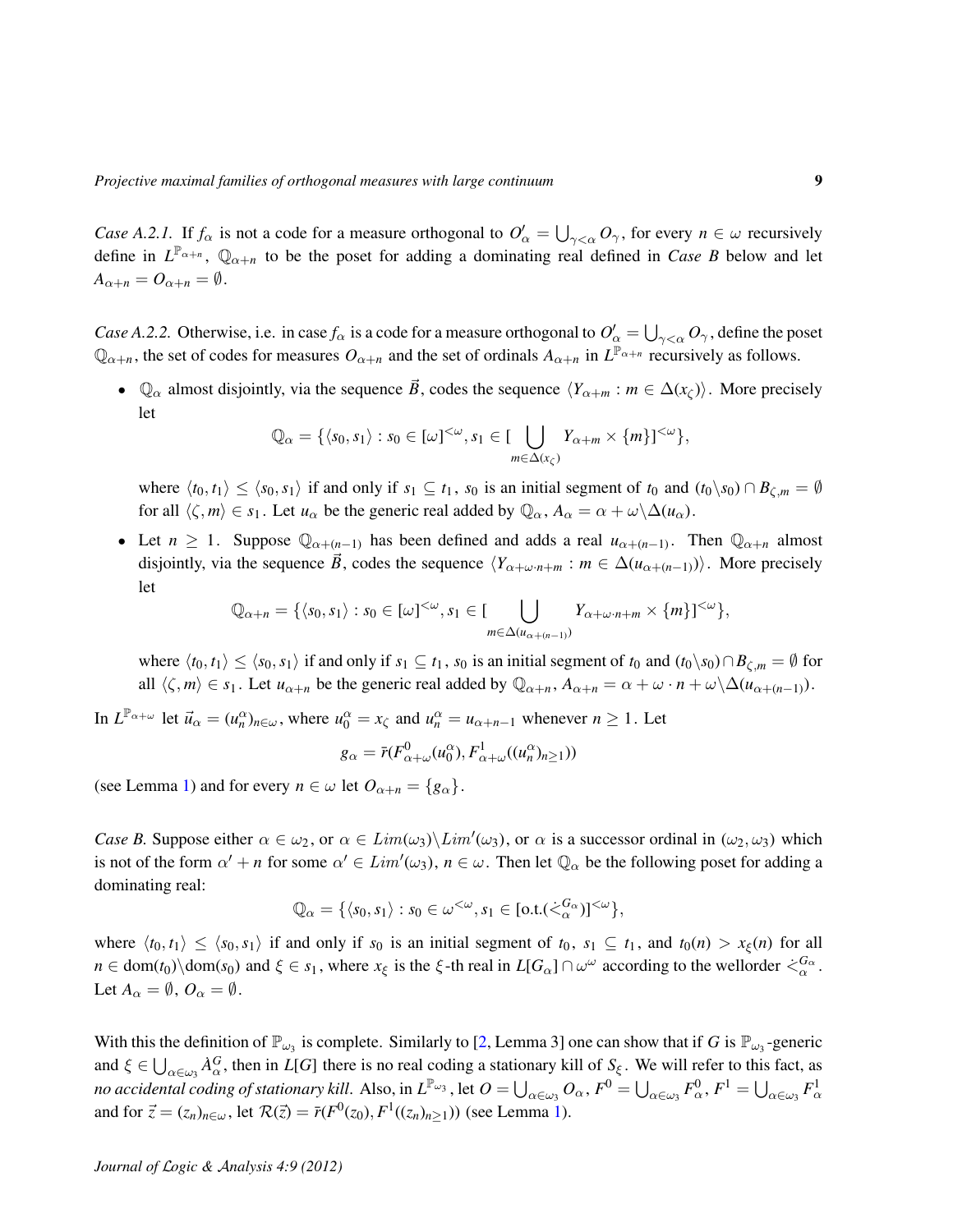*Case A.2.1.* If $f_\alpha$ is not a code for a measure orthogonal to $O'_\alpha = \bigcup_{\gamma<\alpha} O_\gamma$, for every $n \in \omega$ recursively define in $L^{\mathbb{P}_{\alpha+n}}$, $\mathbb{Q}_{\alpha+n}$ to be the poset for adding a dominating real defined in *Case B* below and let $A_{\alpha+n} = O_{\alpha+n} = \emptyset$.

*Case A.2.2.* Otherwise, i.e. in case $f_\alpha$ is a code for a measure orthogonal to $O'_\alpha = \bigcup_{\gamma<\alpha} O_\gamma$, define the poset $\mathbb{Q}_{\alpha+n}$, the set of codes for measures $O_{\alpha+n}$ and the set of ordinals $A_{\alpha+n}$ in $L^{\mathbb{P}_{\alpha+n}}$ recursively as follows.

- $\mathbb{Q}_\alpha$ almost disjointly, via the sequence $\vec{B}$, codes the sequence $\langle Y_{\alpha+m} : m \in \Delta(x_\zeta)\rangle$. More precisely let

$$\mathbb{Q}_\alpha = \{\langle s_0, s_1\rangle : s_0 \in [\omega]^{<\omega}, s_1 \in [\bigcup_{m\in\Delta(x_\zeta)} Y_{\alpha+m} \times \{m\}]^{<\omega}\},$$

  where $\langle t_0, t_1\rangle \leq \langle s_0, s_1\rangle$ if and only if $s_1 \subseteq t_1$, $s_0$ is an initial segment of $t_0$ and $(t_0\backslash s_0) \cap B_{\zeta,m} = \emptyset$ for all $\langle \zeta, m\rangle \in s_1$. Let $u_\alpha$ be the generic real added by $\mathbb{Q}_\alpha$, $A_\alpha = \alpha + \omega\backslash\Delta(u_\alpha)$.

- Let $n \geq 1$. Suppose $\mathbb{Q}_{\alpha+(n-1)}$ has been defined and adds a real $u_{\alpha+(n-1)}$. Then $\mathbb{Q}_{\alpha+n}$ almost disjointly, via the sequence $\vec{B}$, codes the sequence $\langle Y_{\alpha+\omega\cdot n+m} : m \in \Delta(u_{\alpha+(n-1)})\rangle$. More precisely let

$$\mathbb{Q}_{\alpha+n} = \{\langle s_0, s_1\rangle : s_0 \in [\omega]^{<\omega}, s_1 \in [\bigcup_{m\in\Delta(u_{\alpha+(n-1)})} Y_{\alpha+\omega\cdot n+m} \times \{m\}]^{<\omega}\},$$

  where $\langle t_0, t_1\rangle \leq \langle s_0, s_1\rangle$ if and only if $s_1 \subseteq t_1$, $s_0$ is an initial segment of $t_0$ and $(t_0\backslash s_0) \cap B_{\zeta,m} = \emptyset$ for all $\langle \zeta, m\rangle \in s_1$. Let $u_{\alpha+n}$ be the generic real added by $\mathbb{Q}_{\alpha+n}$, $A_{\alpha+n} = \alpha + \omega \cdot n + \omega\backslash\Delta(u_{\alpha+(n-1)})$.

In $L^{\mathbb{P}_{\alpha+\omega}}$ let $\vec{u}_\alpha = (u^\alpha_n)_{n\in\omega}$, where $u^\alpha_0 = x_\zeta$ and $u^\alpha_n = u_{\alpha+n-1}$ whenever $n \geq 1$. Let

$$g_\alpha = \bar{r}(F^0_{\alpha+\omega}(u^\alpha_0), F^1_{\alpha+\omega}((u^\alpha_n)_{n\geq 1}))$$

(see Lemma 1) and for every $n \in \omega$ let $O_{\alpha+n} = \{g_\alpha\}$.

*Case B.* Suppose either $\alpha \in \omega_2$, or $\alpha \in Lim(\omega_3)\backslash Lim'(\omega_3)$, or $\alpha$ is a successor ordinal in $(\omega_2, \omega_3)$ which is not of the form $\alpha' + n$ for some $\alpha' \in Lim'(\omega_3)$, $n \in \omega$. Then let $\mathbb{Q}_\alpha$ be the following poset for adding a dominating real:

$$\mathbb{Q}_\alpha = \{\langle s_0, s_1\rangle : s_0 \in \omega^{<\omega}, s_1 \in [\text{o.t.}(\dot{<}^{G_\alpha}_\alpha)]^{<\omega}\},$$

where $\langle t_0, t_1\rangle \leq \langle s_0, s_1\rangle$ if and only if $s_0$ is an initial segment of $t_0$, $s_1 \subseteq t_1$, and $t_0(n) > x_\xi(n)$ for all $n \in \text{dom}(t_0)\backslash\text{dom}(s_0)$ and $\xi \in s_1$, where $x_\xi$ is the $\xi$-th real in $L[G_\alpha] \cap \omega^\omega$ according to the wellorder $\dot{<}^{G_\alpha}_\alpha$. Let $A_\alpha = \emptyset$, $O_\alpha = \emptyset$.

With this the definition of $\mathbb{P}_{\omega_3}$ is complete. Similarly to [2, Lemma 3] one can show that if $G$ is $\mathbb{P}_{\omega_3}$-generic and $\xi \in \bigcup_{\alpha\in\omega_3} \dot{A}^G_\alpha$, then in $L[G]$ there is no real coding a stationary kill of $S_\xi$. We will refer to this fact, as *no accidental coding of stationary kill*. Also, in $L^{\mathbb{P}_{\omega_3}}$, let $O = \bigcup_{\alpha\in\omega_3} O_\alpha$, $F^0 = \bigcup_{\alpha\in\omega_3} F^0_\alpha$, $F^1 = \bigcup_{\alpha\in\omega_3} F^1_\alpha$ and for $\vec{z} = (z_n)_{n\in\omega}$, let $\mathcal{R}(\vec{z}) = \bar{r}(F^0(z_0), F^1((z_n)_{n\geq 1}))$ (see Lemma 1).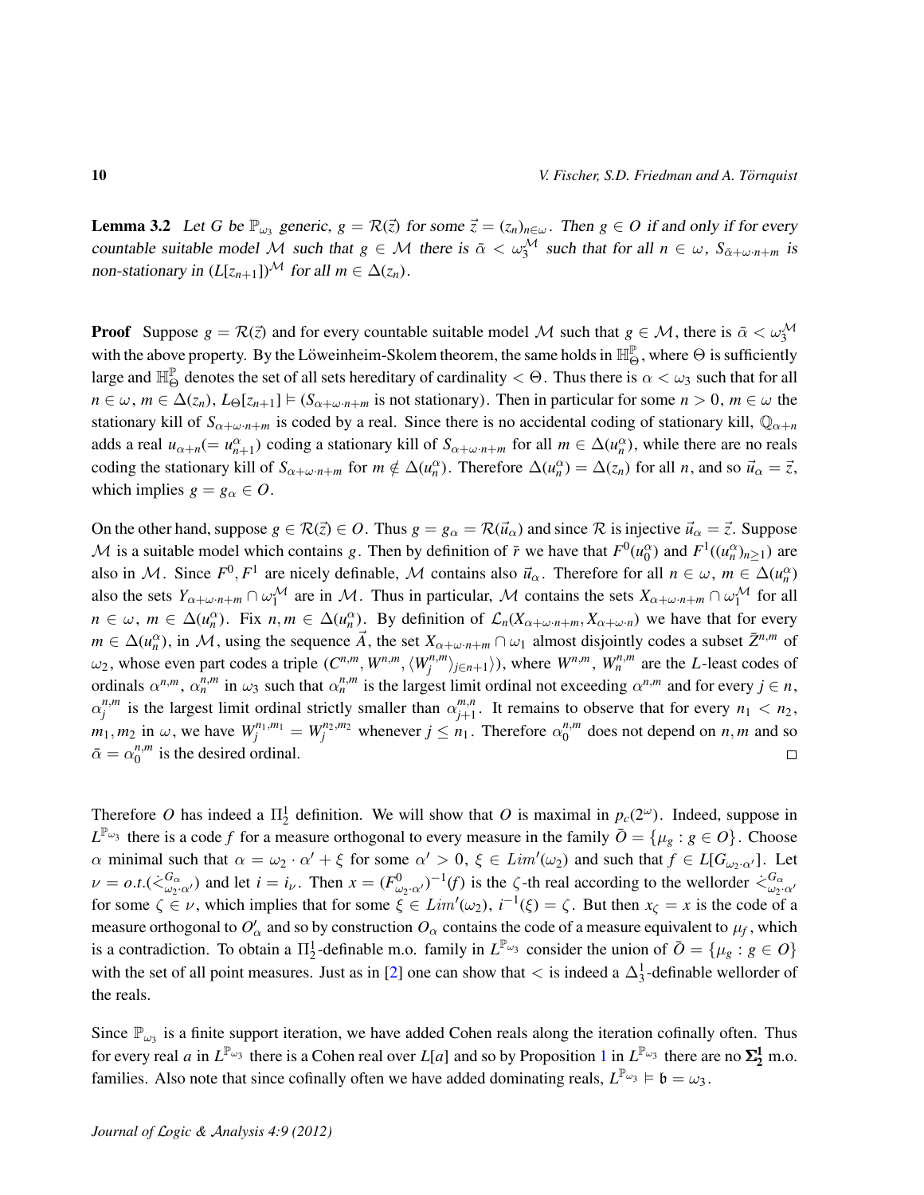**Lemma 3.2** *Let $G$ be $\mathbb{P}_{\omega_3}$ generic, $g = \mathcal{R}(\vec{z})$ for some $\vec{z} = (z_n)_{n\in\omega}$. Then $g \in O$ if and only if for every countable suitable model $\mathcal{M}$ such that $g \in \mathcal{M}$ there is $\bar{\alpha} < \omega_3^{\mathcal{M}}$ such that for all $n \in \omega$, $S_{\bar{\alpha}+\omega\cdot n+m}$ is non-stationary in $(L[z_{n+1}])^{\mathcal{M}}$ for all $m \in \Delta(z_n)$.*

**Proof** Suppose $g = \mathcal{R}(\vec{z})$ and for every countable suitable model $\mathcal{M}$ such that $g \in \mathcal{M}$, there is $\bar{\alpha} < \omega_3^{\mathcal{M}}$ with the above property. By the Löweinheim-Skolem theorem, the same holds in $\mathbb{H}_\Theta^{\mathbb{P}}$, where $\Theta$ is sufficiently large and $\mathbb{H}_\Theta^{\mathbb{P}}$ denotes the set of all sets hereditary of cardinality $< \Theta$. Thus there is $\alpha < \omega_3$ such that for all $n \in \omega$, $m \in \Delta(z_n)$, $L_\Theta[z_{n+1}] \vDash (S_{\alpha+\omega\cdot n+m}$ is not stationary). Then in particular for some $n > 0$, $m \in \omega$ the stationary kill of $S_{\alpha+\omega\cdot n+m}$ is coded by a real. Since there is no accidental coding of stationary kill, $\mathbb{Q}_{\alpha+n}$ adds a real $u_{\alpha+n}(= u^\alpha_{n+1})$ coding a stationary kill of $S_{\alpha+\omega\cdot n+m}$ for all $m \in \Delta(u^\alpha_n)$, while there are no reals coding the stationary kill of $S_{\alpha+\omega\cdot n+m}$ for $m \notin \Delta(u^\alpha_n)$. Therefore $\Delta(u^\alpha_n) = \Delta(z_n)$ for all $n$, and so $\vec{u}_\alpha = \vec{z}$, which implies $g = g_\alpha \in O$.

On the other hand, suppose $g \in \mathcal{R}(\vec{z}) \in O$. Thus $g = g_\alpha = \mathcal{R}(\vec{u}_\alpha)$ and since $\mathcal{R}$ is injective $\vec{u}_\alpha = \vec{z}$. Suppose $\mathcal{M}$ is a suitable model which contains $g$. Then by definition of $\bar{r}$ we have that $F^0(u^\alpha_0)$ and $F^1((u^\alpha_n)_{n\geq 1})$ are also in $\mathcal{M}$. Since $F^0, F^1$ are nicely definable, $\mathcal{M}$ contains also $\vec{u}_\alpha$. Therefore for all $n \in \omega$, $m \in \Delta(u^\alpha_n)$ also the sets $Y_{\alpha+\omega\cdot n+m} \cap \omega_1^{\mathcal{M}}$ are in $\mathcal{M}$. Thus in particular, $\mathcal{M}$ contains the sets $X_{\alpha+\omega\cdot n+m} \cap \omega_1^{\mathcal{M}}$ for all $n \in \omega$, $m \in \Delta(u^\alpha_n)$. Fix $n, m \in \Delta(u^\alpha_n)$. By definition of $\mathcal{L}_n(X_{\alpha+\omega\cdot n+m}, X_{\alpha+\omega\cdot n})$ we have that for every $m \in \Delta(u^\alpha_n)$, in $\mathcal{M}$, using the sequence $\vec{A}$, the set $X_{\alpha+\omega\cdot n+m} \cap \omega_1$ almost disjointly codes a subset $\bar{Z}^{n,m}$ of $\omega_2$, whose even part codes a triple $(C^{n,m}, W^{n,m}, \langle W^{n,m}_j\rangle_{j\in n+1}\rangle)$, where $W^{n,m}$, $W^{n,m}_n$ are the $L$-least codes of ordinals $\alpha^{n,m}$, $\alpha^{n,m}_n$ in $\omega_3$ such that $\alpha^{n,m}_n$ is the largest limit ordinal not exceeding $\alpha^{n,m}$ and for every $j \in n$, $\alpha^{n,m}_j$ is the largest limit ordinal strictly smaller than $\alpha^{m,n}_{j+1}$. It remains to observe that for every $n_1 < n_2$, $m_1, m_2$ in $\omega$, we have $W^{n_1,m_1}_j = W^{n_2,m_2}_j$ whenever $j \leq n_1$. Therefore $\alpha^{n,m}_0$ does not depend on $n, m$ and so $\bar{\alpha} = \alpha^{n,m}_0$ is the desired ordinal. $\square$

Therefore $O$ has indeed a $\Pi^1_2$ definition. We will show that $O$ is maximal in $p_c(2^\omega)$. Indeed, suppose in $L^{\mathbb{P}_{\omega_3}}$ there is a code $f$ for a measure orthogonal to every measure in the family $\bar{O} = \{\mu_g : g \in O\}$. Choose $\alpha$ minimal such that $\alpha = \omega_2 \cdot \alpha' + \xi$ for some $\alpha' > 0$, $\xi \in Lim'(\omega_2)$ and such that $f \in L[G_{\omega_2\cdot\alpha'}]$. Let $\nu = o.t.(\dot{<}^{G_\alpha}_{\omega_2\cdot\alpha'})$ and let $i = i_\nu$. Then $x = (F^0_{\omega_2\cdot\alpha'})^{-1}(f)$ is the $\zeta$-th real according to the wellorder $\dot{<}^{G_\alpha}_{\omega_2\cdot\alpha'}$ for some $\zeta \in \nu$, which implies that for some $\xi \in Lim'(\omega_2)$, $i^{-1}(\xi) = \zeta$. But then $x_\zeta = x$ is the code of a measure orthogonal to $O'_\alpha$ and so by construction $O_\alpha$ contains the code of a measure equivalent to $\mu_f$, which is a contradiction. To obtain a $\Pi^1_2$-definable m.o. family in $L^{\mathbb{P}_{\omega_3}}$ consider the union of $\bar{O} = \{\mu_g : g \in O\}$ with the set of all point measures. Just as in [2] one can show that $<$ is indeed a $\Delta^1_3$-definable wellorder of the reals.

Since $\mathbb{P}_{\omega_3}$ is a finite support iteration, we have added Cohen reals along the iteration cofinally often. Thus for every real $a$ in $L^{\mathbb{P}_{\omega_3}}$ there is a Cohen real over $L[a]$ and so by Proposition 1 in $L^{\mathbb{P}_{\omega_3}}$ there are no $\mathbf{\Sigma^1_2}$ m.o. families. Also note that since cofinally often we have added dominating reals, $L^{\mathbb{P}_{\omega_3}} \vDash \mathfrak{b} = \omega_3$.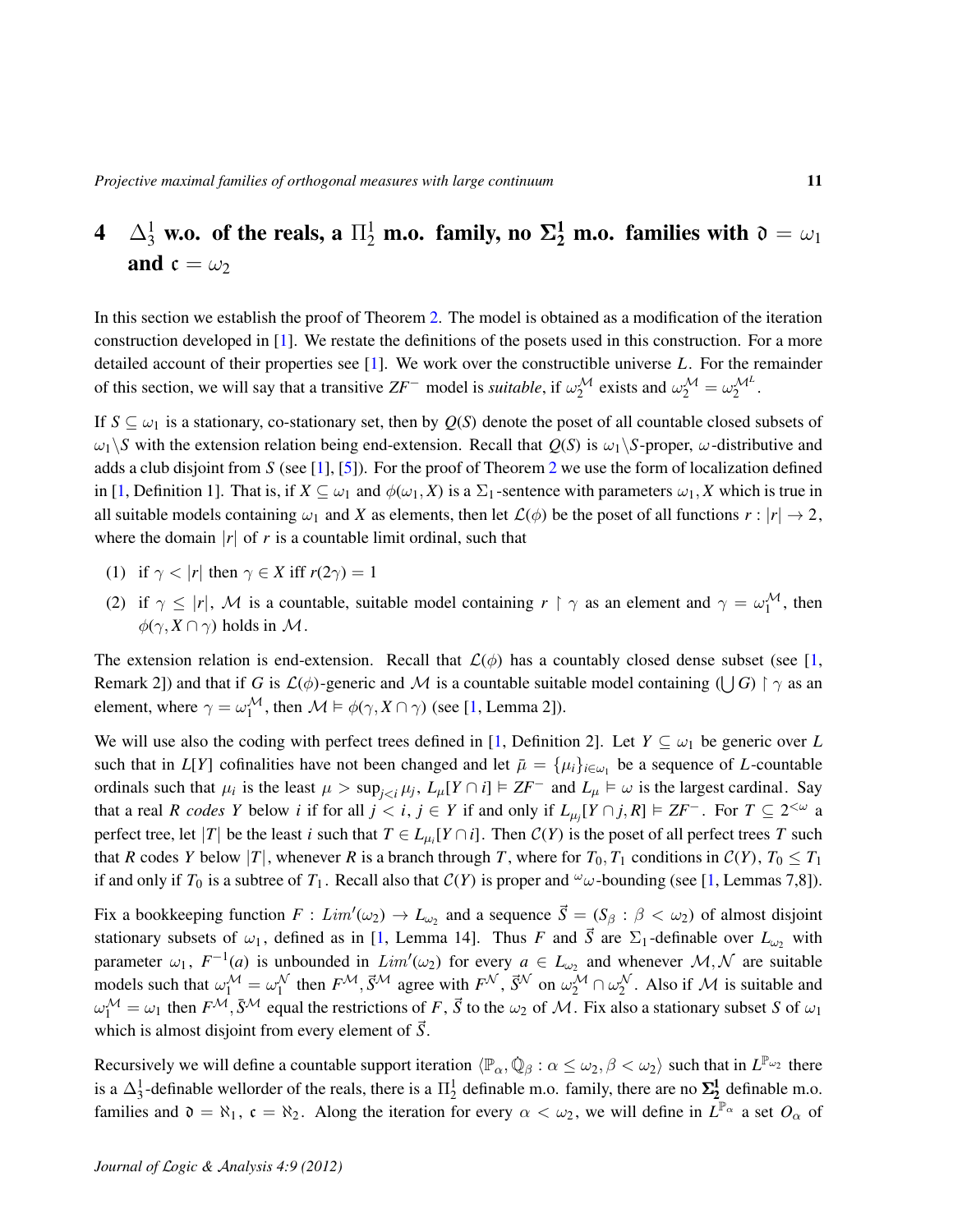# 4 $\Delta^1_3$ w.o. of the reals, a $\Pi^1_2$ m.o. family, no $\boldsymbol{\Sigma}^1_2$ m.o. families with $\mathfrak{d} = \omega_1$ and $\mathfrak{c} = \omega_2$

In this section we establish the proof of Theorem 2. The model is obtained as a modification of the iteration construction developed in [1]. We restate the definitions of the posets used in this construction. For a more detailed account of their properties see [1]. We work over the constructible universe $L$. For the remainder of this section, we will say that a transitive $ZF^-$ model is *suitable*, if $\omega_2^{\mathcal{M}}$ exists and $\omega_2^{\mathcal{M}} = \omega_2^{\mathcal{M}^L}$.

If $S \subseteq \omega_1$ is a stationary, co-stationary set, then by $Q(S)$ denote the poset of all countable closed subsets of $\omega_1 \backslash S$ with the extension relation being end-extension. Recall that $Q(S)$ is $\omega_1 \backslash S$-proper, $\omega$-distributive and adds a club disjoint from $S$ (see [1], [5]). For the proof of Theorem 2 we use the form of localization defined in [1, Definition 1]. That is, if $X \subseteq \omega_1$ and $\phi(\omega_1, X)$ is a $\Sigma_1$-sentence with parameters $\omega_1, X$ which is true in all suitable models containing $\omega_1$ and $X$ as elements, then let $\mathcal{L}(\phi)$ be the poset of all functions $r : |r| \to 2$, where the domain $|r|$ of $r$ is a countable limit ordinal, such that

(1) if $\gamma < |r|$ then $\gamma \in X$ iff $r(2\gamma) = 1$

(2) if $\gamma \leq |r|$, $\mathcal{M}$ is a countable, suitable model containing $r \restriction \gamma$ as an element and $\gamma = \omega_1^{\mathcal{M}}$, then $\phi(\gamma, X \cap \gamma)$ holds in $\mathcal{M}$.

The extension relation is end-extension. Recall that $\mathcal{L}(\phi)$ has a countably closed dense subset (see [1, Remark 2]) and that if $G$ is $\mathcal{L}(\phi)$-generic and $\mathcal{M}$ is a countable suitable model containing $(\bigcup G) \restriction \gamma$ as an element, where $\gamma = \omega_1^{\mathcal{M}}$, then $\mathcal{M} \vDash \phi(\gamma, X \cap \gamma)$ (see [1, Lemma 2]).

We will use also the coding with perfect trees defined in [1, Definition 2]. Let $Y \subseteq \omega_1$ be generic over $L$ such that in $L[Y]$ cofinalities have not been changed and let $\bar{\mu} = \{\mu_i\}_{i \in \omega_1}$ be a sequence of $L$-countable ordinals such that $\mu_i$ is the least $\mu > \sup_{j<i} \mu_j$, $L_\mu[Y \cap i] \vDash ZF^-$ and $L_\mu \vDash \omega$ is the largest cardinal. Say that a real $R$ *codes* $Y$ below $i$ if for all $j < i$, $j \in Y$ if and only if $L_{\mu_j}[Y \cap j, R] \vDash ZF^-$. For $T \subseteq 2^{<\omega}$ a perfect tree, let $|T|$ be the least $i$ such that $T \in L_{\mu_i}[Y \cap i]$. Then $\mathcal{C}(Y)$ is the poset of all perfect trees $T$ such that $R$ codes $Y$ below $|T|$, whenever $R$ is a branch through $T$, where for $T_0, T_1$ conditions in $\mathcal{C}(Y)$, $T_0 \leq T_1$ if and only if $T_0$ is a subtree of $T_1$. Recall also that $\mathcal{C}(Y)$ is proper and ${}^\omega\omega$-bounding (see [1, Lemmas 7,8]).

Fix a bookkeeping function $F : Lim'(\omega_2) \to L_{\omega_2}$ and a sequence $\vec{S} = (S_\beta : \beta < \omega_2)$ of almost disjoint stationary subsets of $\omega_1$, defined as in [1, Lemma 14]. Thus $F$ and $\vec{S}$ are $\Sigma_1$-definable over $L_{\omega_2}$ with parameter $\omega_1$, $F^{-1}(a)$ is unbounded in $Lim'(\omega_2)$ for every $a \in L_{\omega_2}$ and whenever $\mathcal{M}, \mathcal{N}$ are suitable models such that $\omega_1^{\mathcal{M}} = \omega_1^{\mathcal{N}}$ then $F^{\mathcal{M}}, \vec{S}^{\mathcal{M}}$ agree with $F^{\mathcal{N}}$, $\vec{S}^{\mathcal{N}}$ on $\omega_2^{\mathcal{M}} \cap \omega_2^{\mathcal{N}}$. Also if $\mathcal{M}$ is suitable and $\omega_1^{\mathcal{M}} = \omega_1$ then $F^{\mathcal{M}}, \bar{S}^{\mathcal{M}}$ equal the restrictions of $F$, $\vec{S}$ to the $\omega_2$ of $\mathcal{M}$. Fix also a stationary subset $S$ of $\omega_1$ which is almost disjoint from every element of $\vec{S}$.

Recursively we will define a countable support iteration $\langle \mathbb{P}_\alpha, \dot{\mathbb{Q}}_\beta : \alpha \leq \omega_2, \beta < \omega_2 \rangle$ such that in $L^{\mathbb{P}_{\omega_2}}$ there is a $\Delta^1_3$-definable wellorder of the reals, there is a $\Pi^1_2$ definable m.o. family, there are no $\boldsymbol{\Sigma}^1_2$ definable m.o. families and $\mathfrak{d} = \aleph_1$, $\mathfrak{c} = \aleph_2$. Along the iteration for every $\alpha < \omega_2$, we will define in $L^{\mathbb{P}_\alpha}$ a set $O_\alpha$ of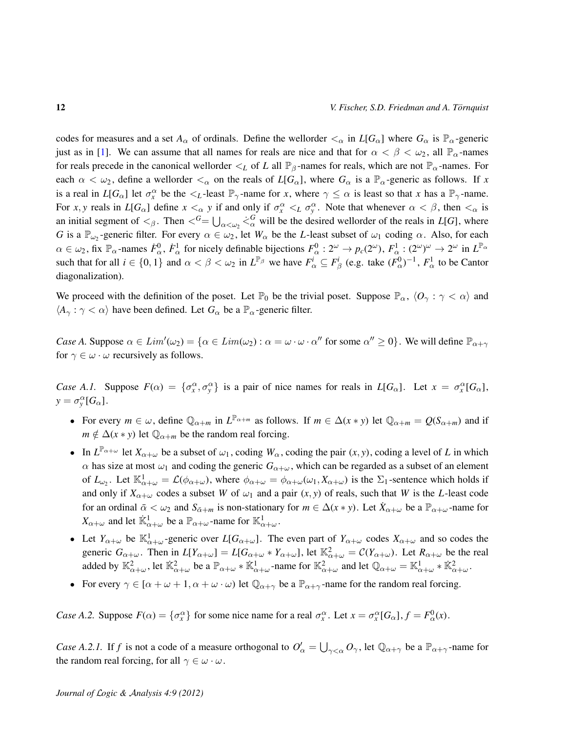codes for measures and a set $A_\alpha$ of ordinals. Define the wellorder $<_\alpha$ in $L[G_\alpha]$ where $G_\alpha$ is $\mathbb{P}_\alpha$-generic just as in [1]. We can assume that all names for reals are nice and that for $\alpha < \beta < \omega_2$, all $\mathbb{P}_\alpha$-names for reals precede in the canonical wellorder $<_L$ of $L$ all $\mathbb{P}_\beta$-names for reals, which are not $\mathbb{P}_\alpha$-names. For each $\alpha < \omega_2$, define a wellorder $<_\alpha$ on the reals of $L[G_\alpha]$, where $G_\alpha$ is a $\mathbb{P}_\alpha$-generic as follows. If $x$ is a real in $L[G_\alpha]$ let $\sigma^\alpha_x$ be the $<_L$-least $\mathbb{P}_\gamma$-name for $x$, where $\gamma \leq \alpha$ is least so that $x$ has a $\mathbb{P}_\gamma$-name. For $x, y$ reals in $L[G_\alpha]$ define $x <_\alpha y$ if and only if $\sigma^\alpha_x <_L \sigma^\alpha_y$. Note that whenever $\alpha < \beta$, then $<_\alpha$ is an initial segment of $<_\beta$. Then $<^G = \bigcup_{\alpha<\omega_2} \dot{<}^G_\alpha$ will be the desired wellorder of the reals in $L[G]$, where $G$ is a $\mathbb{P}_{\omega_2}$-generic filter. For every $\alpha \in \omega_2$, let $W_\alpha$ be the $L$-least subset of $\omega_1$ coding $\alpha$. Also, for each $\alpha \in \omega_2$, fix $\mathbb{P}_\alpha$-names $\dot{F}^0_\alpha$, $\dot{F}^1_\alpha$ for nicely definable bijections $F^0_\alpha : 2^\omega \to p_c(2^\omega)$, $F^1_\alpha : (2^\omega)^\omega \to 2^\omega$ in $L^{\mathbb{P}_\alpha}$ such that for all $i \in \{0,1\}$ and $\alpha < \beta < \omega_2$ in $L^{\mathbb{P}_\beta}$ we have $F^i_\alpha \subseteq F^i_\beta$ (e.g. take $(F^0_\alpha)^{-1}$, $F^1_\alpha$ to be Cantor diagonalization).

We proceed with the definition of the poset. Let $\mathbb{P}_0$ be the trivial poset. Suppose $\mathbb{P}_\alpha$, $\langle O_\gamma : \gamma < \alpha\rangle$ and $\langle A_\gamma : \gamma < \alpha\rangle$ have been defined. Let $G_\alpha$ be a $\mathbb{P}_\alpha$-generic filter.

*Case A.* Suppose $\alpha \in Lim'(\omega_2) = \{\alpha \in Lim(\omega_2) : \alpha = \omega\cdot\omega\cdot\alpha'' \text{ for some } \alpha'' \geq 0\}$. We will define $\mathbb{P}_{\alpha+\gamma}$ for $\gamma \in \omega\cdot\omega$ recursively as follows.

*Case A.1.* Suppose $F(\alpha) = \{\sigma^\alpha_x, \sigma^\alpha_y\}$ is a pair of nice names for reals in $L[G_\alpha]$. Let $x = \sigma^\alpha_x[G_\alpha]$, $y = \sigma^\alpha_y[G_\alpha]$.

- For every $m \in \omega$, define $\mathbb{Q}_{\alpha+m}$ in $L^{\mathbb{P}_{\alpha+m}}$ as follows. If $m \in \Delta(x * y)$ let $\mathbb{Q}_{\alpha+m} = Q(S_{\alpha+m})$ and if $m \notin \Delta(x*y)$ let $\mathbb{Q}_{\alpha+m}$ be the random real forcing.
- In $L^{\mathbb{P}_{\alpha+\omega}}$ let $X_{\alpha+\omega}$ be a subset of $\omega_1$, coding $W_\alpha$, coding the pair $(x,y)$, coding a level of $L$ in which $\alpha$ has size at most $\omega_1$ and coding the generic $G_{\alpha+\omega}$, which can be regarded as a subset of an element of $L_{\omega_2}$. Let $\mathbb{K}^1_{\alpha+\omega} = \mathcal{L}(\phi_{\alpha+\omega})$, where $\phi_{\alpha+\omega} = \phi_{\alpha+\omega}(\omega_1, X_{\alpha+\omega})$ is the $\Sigma_1$-sentence which holds if and only if $X_{\alpha+\omega}$ codes a subset $W$ of $\omega_1$ and a pair $(x,y)$ of reals, such that $W$ is the $L$-least code for an ordinal $\bar{\alpha} < \omega_2$ and $S_{\bar{\alpha}+m}$ is non-stationary for $m \in \Delta(x*y)$. Let $\dot{X}_{\alpha+\omega}$ be a $\mathbb{P}_{\alpha+\omega}$-name for $X_{\alpha+\omega}$ and let $\dot{\mathbb{K}}^1_{\alpha+\omega}$ be a $\mathbb{P}_{\alpha+\omega}$-name for $\mathbb{K}^1_{\alpha+\omega}$.
- Let $Y_{\alpha+\omega}$ be $\mathbb{K}^1_{\alpha+\omega}$-generic over $L[G_{\alpha+\omega}]$. The even part of $Y_{\alpha+\omega}$ codes $X_{\alpha+\omega}$ and so codes the generic $G_{\alpha+\omega}$. Then in $L[Y_{\alpha+\omega}] = L[G_{\alpha+\omega} * Y_{\alpha+\omega}]$, let $\mathbb{K}^2_{\alpha+\omega} = \mathcal{C}(Y_{\alpha+\omega})$. Let $R_{\alpha+\omega}$ be the real added by $\mathbb{K}^2_{\alpha+\omega}$, let $\dot{\mathbb{K}}^2_{\alpha+\omega}$ be a $\mathbb{P}_{\alpha+\omega} * \dot{\mathbb{K}}^1_{\alpha+\omega}$-name for $\mathbb{K}^2_{\alpha+\omega}$ and let $\mathbb{Q}_{\alpha+\omega} = \mathbb{K}^1_{\alpha+\omega} * \dot{\mathbb{K}}^2_{\alpha+\omega}$.
- For every $\gamma \in [\alpha+\omega+1, \alpha+\omega\cdot\omega)$ let $\mathbb{Q}_{\alpha+\gamma}$ be a $\mathbb{P}_{\alpha+\gamma}$-name for the random real forcing.

*Case A.2.* Suppose $F(\alpha) = \{\sigma^\alpha_x\}$ for some nice name for a real $\sigma^\alpha_x$. Let $x = \sigma^\alpha_x[G_\alpha]$, $f = F^0_\alpha(x)$.

*Case A.2.1.* If $f$ is not a code of a measure orthogonal to $O'_\alpha = \bigcup_{\gamma<\alpha} O_\gamma$, let $\mathbb{Q}_{\alpha+\gamma}$ be a $\mathbb{P}_{\alpha+\gamma}$-name for the random real forcing, for all $\gamma \in \omega\cdot\omega$.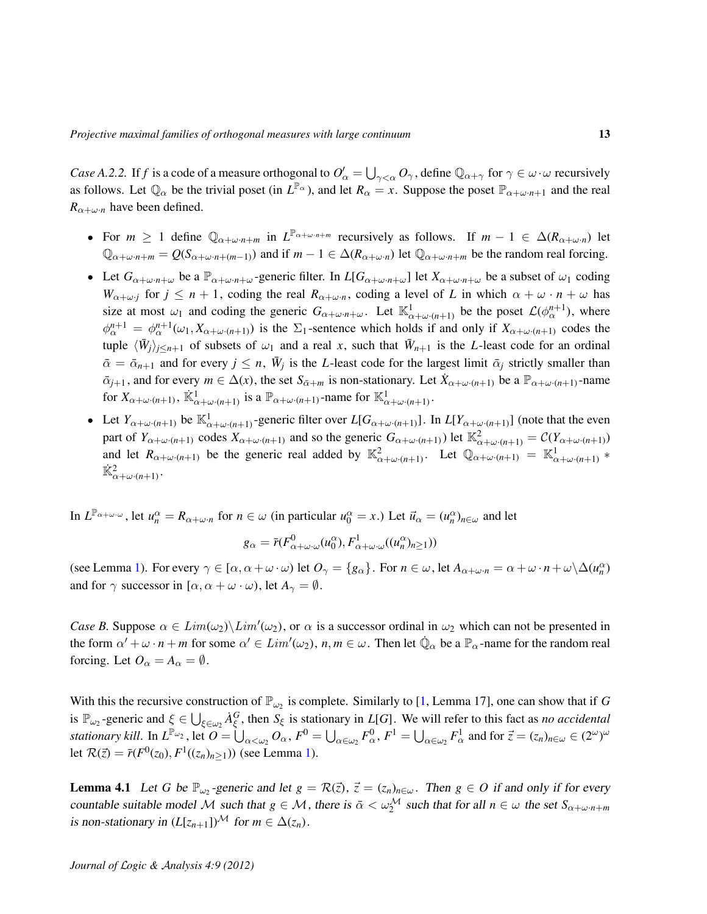*Case A.2.2.* If $f$ is a code of a measure orthogonal to $O'_\alpha = \bigcup_{\gamma<\alpha} O_\gamma$, define $\mathbb{Q}_{\alpha+\gamma}$ for $\gamma \in \omega\cdot\omega$ recursively as follows. Let $\mathbb{Q}_\alpha$ be the trivial poset (in $L^{\mathbb{P}_\alpha}$), and let $R_\alpha = x$. Suppose the poset $\mathbb{P}_{\alpha+\omega\cdot n+1}$ and the real $R_{\alpha+\omega\cdot n}$ have been defined.

- For $m \geq 1$ define $\mathbb{Q}_{\alpha+\omega\cdot n+m}$ in $L^{\mathbb{P}_{\alpha+\omega\cdot n+m}}$ recursively as follows. If $m-1 \in \Delta(R_{\alpha+\omega\cdot n})$ let $\mathbb{Q}_{\alpha+\omega\cdot n+m} = Q(S_{\alpha+\omega\cdot n+(m-1)})$ and if $m-1 \in \Delta(R_{\alpha+\omega\cdot n})$ let $\mathbb{Q}_{\alpha+\omega\cdot n+m}$ be the random real forcing.
- Let $G_{\alpha+\omega\cdot n+\omega}$ be a $\mathbb{P}_{\alpha+\omega\cdot n+\omega}$-generic filter. In $L[G_{\alpha+\omega\cdot n+\omega}]$ let $X_{\alpha+\omega\cdot n+\omega}$ be a subset of $\omega_1$ coding $W_{\alpha+\omega\cdot j}$ for $j \leq n+1$, coding the real $R_{\alpha+\omega\cdot n}$, coding a level of $L$ in which $\alpha+\omega\cdot n+\omega$ has size at most $\omega_1$ and coding the generic $G_{\alpha+\omega\cdot n+\omega}$. Let $\mathbb{K}^1_{\alpha+\omega\cdot(n+1)}$ be the poset $\mathcal{L}(\phi^{n+1}_\alpha)$, where $\phi^{n+1}_\alpha = \phi^{n+1}_\alpha(\omega_1, X_{\alpha+\omega\cdot(n+1)})$ is the $\Sigma_1$-sentence which holds if and only if $X_{\alpha+\omega\cdot(n+1)}$ codes the tuple $\langle \bar{W}_j \rangle_{j\leq n+1}$ of subsets of $\omega_1$ and a real $x$, such that $\bar{W}_{n+1}$ is the $L$-least code for an ordinal $\bar{\alpha} = \bar{\alpha}_{n+1}$ and for every $j \leq n$, $\bar{W}_j$ is the $L$-least code for the largest limit $\bar{\alpha}_j$ strictly smaller than $\bar{\alpha}_{j+1}$, and for every $m \in \Delta(x)$, the set $S_{\bar{\alpha}+m}$ is non-stationary. Let $\dot{X}_{\alpha+\omega\cdot(n+1)}$ be a $\mathbb{P}_{\alpha+\omega\cdot(n+1)}$-name for $X_{\alpha+\omega\cdot(n+1)}$, $\dot{\mathbb{K}}^1_{\alpha+\omega\cdot(n+1)}$ is a $\mathbb{P}_{\alpha+\omega\cdot(n+1)}$-name for $\mathbb{K}^1_{\alpha+\omega\cdot(n+1)}$.
- Let $Y_{\alpha+\omega\cdot(n+1)}$ be $\mathbb{K}^1_{\alpha+\omega\cdot(n+1)}$-generic filter over $L[G_{\alpha+\omega\cdot(n+1)}]$. In $L[Y_{\alpha+\omega\cdot(n+1)}]$ (note that the even part of $Y_{\alpha+\omega\cdot(n+1)}$ codes $X_{\alpha+\omega\cdot(n+1)}$ and so the generic $G_{\alpha+\omega\cdot(n+1)}$) let $\mathbb{K}^2_{\alpha+\omega\cdot(n+1)} = \mathcal{C}(Y_{\alpha+\omega\cdot(n+1)})$ and let $R_{\alpha+\omega\cdot(n+1)}$ be the generic real added by $\mathbb{K}^2_{\alpha+\omega\cdot(n+1)}$. Let $\mathbb{Q}_{\alpha+\omega\cdot(n+1)} = \mathbb{K}^1_{\alpha+\omega\cdot(n+1)} * \dot{\mathbb{K}}^2_{\alpha+\omega\cdot(n+1)}$.

In $L^{\mathbb{P}_{\alpha+\omega\cdot\omega}}$, let $u^\alpha_n = R_{\alpha+\omega\cdot n}$ for $n \in \omega$ (in particular $u^\alpha_0 = x$.) Let $\vec{u}_\alpha = (u^\alpha_n)_{n\in\omega}$ and let

$$g_\alpha = \bar{r}(F^0_{\alpha+\omega\cdot\omega}(u^\alpha_0), F^1_{\alpha+\omega\cdot\omega}((u^\alpha_n)_{n\geq 1}))$$

(see Lemma 1). For every $\gamma \in [\alpha, \alpha+\omega\cdot\omega)$ let $O_\gamma = \{g_\alpha\}$. For $n \in \omega$, let $A_{\alpha+\omega\cdot n} = \alpha+\omega\cdot n+\omega \backslash \Delta(u^\alpha_n)$ and for $\gamma$ successor in $[\alpha, \alpha+\omega\cdot\omega)$, let $A_\gamma = \emptyset$.

*Case B.* Suppose $\alpha \in Lim(\omega_2)\backslash Lim'(\omega_2)$, or $\alpha$ is a successor ordinal in $\omega_2$ which can not be presented in the form $\alpha'+\omega\cdot n+m$ for some $\alpha' \in Lim'(\omega_2)$, $n, m \in \omega$. Then let $\dot{\mathbb{Q}}_\alpha$ be a $\mathbb{P}_\alpha$-name for the random real forcing. Let $O_\alpha = A_\alpha = \emptyset$.

With this the recursive construction of $\mathbb{P}_{\omega_2}$ is complete. Similarly to [1, Lemma 17], one can show that if $G$ is $\mathbb{P}_{\omega_2}$-generic and $\xi \in \bigcup_{\xi\in\omega_2} \dot{A}^G_\xi$, then $S_\xi$ is stationary in $L[G]$. We will refer to this fact as *no accidental stationary kill*. In $L^{\mathbb{P}_{\omega_2}}$, let $O = \bigcup_{\alpha<\omega_2} O_\alpha$, $F^0 = \bigcup_{\alpha\in\omega_2} F^0_\alpha$, $F^1 = \bigcup_{\alpha\in\omega_2} F^1_\alpha$ and for $\vec{z} = (z_n)_{n\in\omega} \in (2^\omega)^\omega$ let $\mathcal{R}(\vec{z}) = \bar{r}(F^0(z_0), F^1((z_n)_{n\geq 1}))$ (see Lemma 1).

**Lemma 4.1** *Let $G$ be $\mathbb{P}_{\omega_2}$-generic and let $g = \mathcal{R}(\vec{z})$, $\vec{z} = (z_n)_{n\in\omega}$. Then $g \in O$ if and only if for every countable suitable model $\mathcal{M}$ such that $g \in \mathcal{M}$, there is $\bar{\alpha} < \omega_2^{\mathcal{M}}$ such that for all $n \in \omega$ the set $S_{\alpha+\omega\cdot n+m}$ is non-stationary in $(L[z_{n+1}])^{\mathcal{M}}$ for $m \in \Delta(z_n)$.*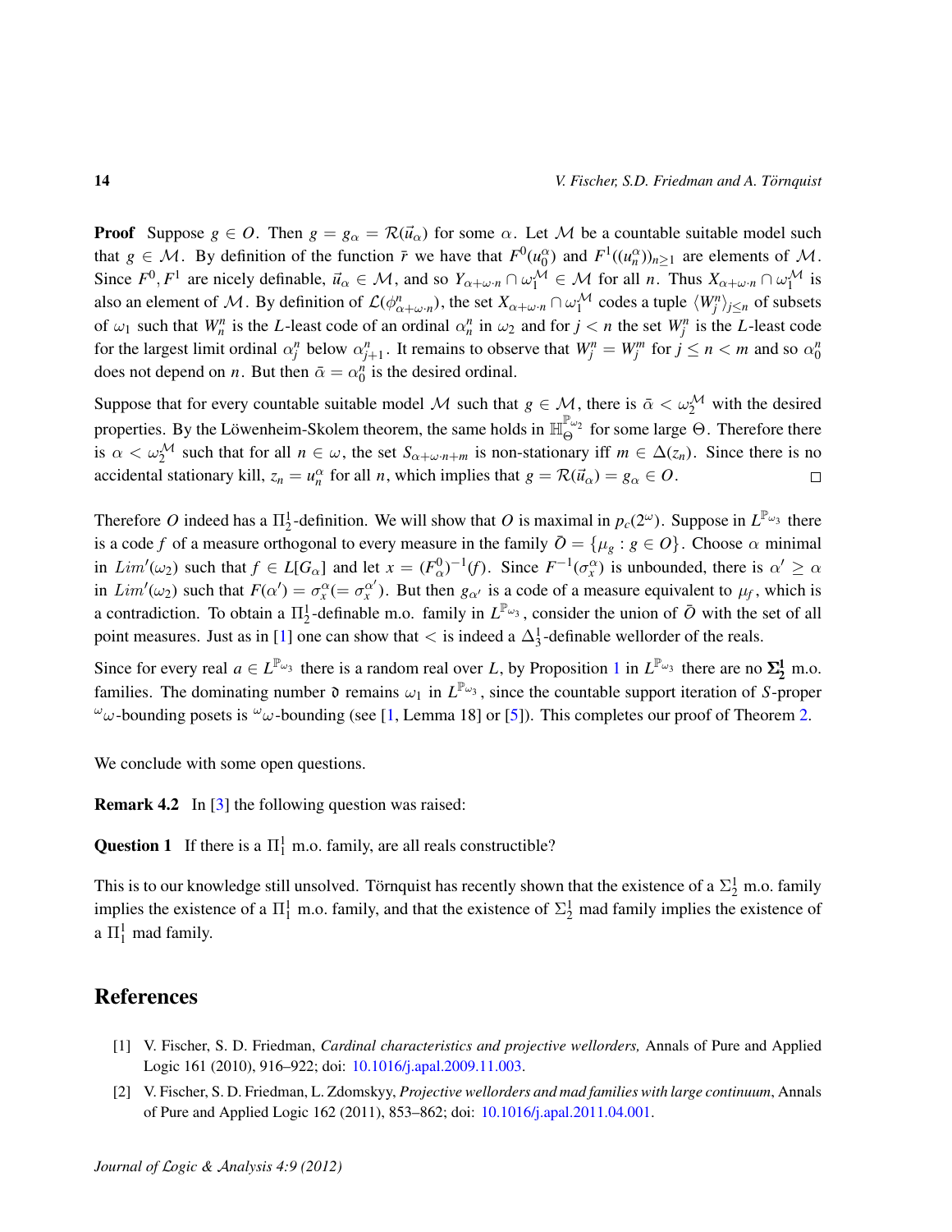**Proof** Suppose $g \in O$. Then $g = g_\alpha = \mathcal{R}(\vec{u}_\alpha)$ for some $\alpha$. Let $\mathcal{M}$ be a countable suitable model such that $g \in \mathcal{M}$. By definition of the function $\bar{r}$ we have that $F^0(u_0^\alpha)$ and $F^1((u_n^\alpha))_{n\geq 1}$ are elements of $\mathcal{M}$. Since $F^0, F^1$ are nicely definable, $\vec{u}_\alpha \in \mathcal{M}$, and so $Y_{\alpha+\omega\cdot n} \cap \omega_1^{\mathcal{M}} \in \mathcal{M}$ for all $n$. Thus $X_{\alpha+\omega\cdot n} \cap \omega_1^{\mathcal{M}}$ is also an element of $\mathcal{M}$. By definition of $\mathcal{L}(\phi^n_{\alpha+\omega\cdot n})$, the set $X_{\alpha+\omega\cdot n} \cap \omega_1^{\mathcal{M}}$ codes a tuple $\langle W_j^n \rangle_{j\leq n}$ of subsets of $\omega_1$ such that $W_n^n$ is the $L$-least code of an ordinal $\alpha_n^n$ in $\omega_2$ and for $j < n$ the set $W_j^n$ is the $L$-least code for the largest limit ordinal $\alpha_j^n$ below $\alpha_{j+1}^n$. It remains to observe that $W_j^n = W_j^m$ for $j \leq n < m$ and so $\alpha_0^n$ does not depend on $n$. But then $\bar{\alpha} = \alpha_0^n$ is the desired ordinal.

Suppose that for every countable suitable model $\mathcal{M}$ such that $g \in \mathcal{M}$, there is $\bar{\alpha} < \omega_2^{\mathcal{M}}$ with the desired properties. By the Löwenheim-Skolem theorem, the same holds in $\mathbb{H}_\Theta^{\mathbb{P}_{\omega_2}}$ for some large $\Theta$. Therefore there is $\alpha < \omega_2^{\mathcal{M}}$ such that for all $n \in \omega$, the set $S_{\alpha+\omega\cdot n+m}$ is non-stationary iff $m \in \Delta(z_n)$. Since there is no accidental stationary kill, $z_n = u_n^\alpha$ for all $n$, which implies that $g = \mathcal{R}(\vec{u}_\alpha) = g_\alpha \in O$. $\square$

Therefore $O$ indeed has a $\Pi^1_2$-definition. We will show that $O$ is maximal in $p_c(2^\omega)$. Suppose in $L^{\mathbb{P}_{\omega_3}}$ there is a code $f$ of a measure orthogonal to every measure in the family $\bar{O} = \{\mu_g : g \in O\}$. Choose $\alpha$ minimal in $Lim'(\omega_2)$ such that $f \in L[G_\alpha]$ and let $x = (F_\alpha^0)^{-1}(f)$. Since $F^{-1}(\sigma_x^\alpha)$ is unbounded, there is $\alpha' \geq \alpha$ in $Lim'(\omega_2)$ such that $F(\alpha') = \sigma_x^\alpha (= \sigma_x^{\alpha'})$. But then $g_{\alpha'}$ is a code of a measure equivalent to $\mu_f$, which is a contradiction. To obtain a $\Pi^1_2$-definable m.o. family in $L^{\mathbb{P}_{\omega_3}}$, consider the union of $\bar{O}$ with the set of all point measures. Just as in [1] one can show that $<$ is indeed a $\Delta^1_3$-definable wellorder of the reals.

Since for every real $a \in L^{\mathbb{P}_{\omega_3}}$ there is a random real over $L$, by Proposition 1 in $L^{\mathbb{P}_{\omega_3}}$ there are no $\boldsymbol{\Sigma^1_2}$ m.o. families. The dominating number $\mathfrak{d}$ remains $\omega_1$ in $L^{\mathbb{P}_{\omega_3}}$, since the countable support iteration of $S$-proper ${}^\omega\omega$-bounding posets is ${}^\omega\omega$-bounding (see [1, Lemma 18] or [5]). This completes our proof of Theorem 2.

We conclude with some open questions.

**Remark 4.2** In [3] the following question was raised:

**Question 1** If there is a $\Pi^1_1$ m.o. family, are all reals constructible?

This is to our knowledge still unsolved. Törnquist has recently shown that the existence of a $\Sigma^1_2$ m.o. family implies the existence of a $\Pi^1_1$ m.o. family, and that the existence of $\Sigma^1_2$ mad family implies the existence of a $\Pi^1_1$ mad family.

## References

[1] V. Fischer, S. D. Friedman, *Cardinal characteristics and projective wellorders,* Annals of Pure and Applied Logic 161 (2010), 916–922; doi: 10.1016/j.apal.2009.11.003.

[2] V. Fischer, S. D. Friedman, L. Zdomskyy, *Projective wellorders and mad families with large continuum*, Annals of Pure and Applied Logic 162 (2011), 853–862; doi: 10.1016/j.apal.2011.04.001.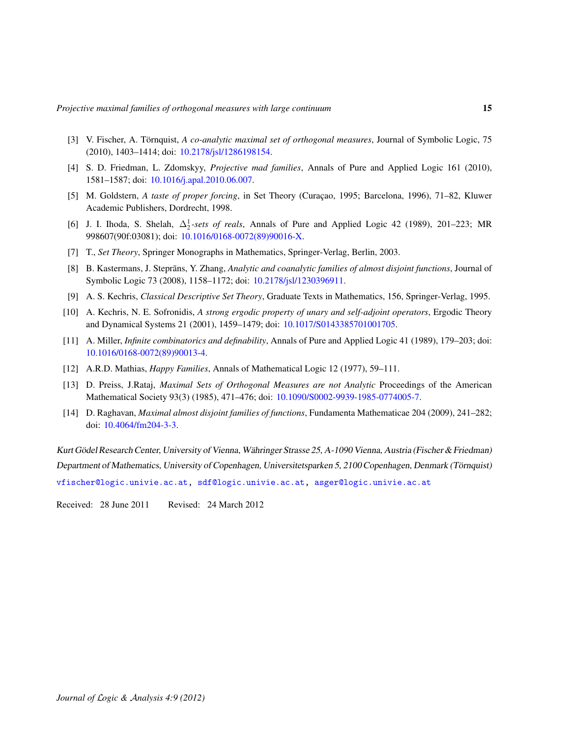[3] V. Fischer, A. Törnquist, *A co-analytic maximal set of orthogonal measures*, Journal of Symbolic Logic, 75 (2010), 1403–1414; doi: 10.2178/jsl/1286198154.

[4] S. D. Friedman, L. Zdomskyy, *Projective mad families*, Annals of Pure and Applied Logic 161 (2010), 1581–1587; doi: 10.1016/j.apal.2010.06.007.

[5] M. Goldstern, *A taste of proper forcing*, in Set Theory (Curaçao, 1995; Barcelona, 1996), 71–82, Kluwer Academic Publishers, Dordrecht, 1998.

[6] J. I. Ihoda, S. Shelah, $\Delta^1_2$*-sets of reals*, Annals of Pure and Applied Logic 42 (1989), 201–223; MR 998607(90f:03081); doi: 10.1016/0168-0072(89)90016-X.

[7] T., *Set Theory*, Springer Monographs in Mathematics, Springer-Verlag, Berlin, 2003.

[8] B. Kastermans, J. Steprāns, Y. Zhang, *Analytic and coanalytic families of almost disjoint functions*, Journal of Symbolic Logic 73 (2008), 1158–1172; doi: 10.2178/jsl/1230396911.

[9] A. S. Kechris, *Classical Descriptive Set Theory*, Graduate Texts in Mathematics, 156, Springer-Verlag, 1995.

[10] A. Kechris, N. E. Sofronidis, *A strong ergodic property of unary and self-adjoint operators*, Ergodic Theory and Dynamical Systems 21 (2001), 1459–1479; doi: 10.1017/S0143385701001705.

[11] A. Miller, *Infinite combinatorics and definability*, Annals of Pure and Applied Logic 41 (1989), 179–203; doi: 10.1016/0168-0072(89)90013-4.

[12] A.R.D. Mathias, *Happy Families*, Annals of Mathematical Logic 12 (1977), 59–111.

[13] D. Preiss, J.Rataj, *Maximal Sets of Orthogonal Measures are not Analytic* Proceedings of the American Mathematical Society 93(3) (1985), 471–476; doi: 10.1090/S0002-9939-1985-0774005-7.

[14] D. Raghavan, *Maximal almost disjoint families of functions*, Fundamenta Mathematicae 204 (2009), 241–282; doi: 10.4064/fm204-3-3.

*Kurt Gödel Research Center, University of Vienna, Währinger Strasse 25, A-1090 Vienna, Austria (Fischer & Friedman)*

*Department of Mathematics, University of Copenhagen, Universitetsparken 5, 2100 Copenhagen, Denmark (Törnquist)*

vfischer@logic.univie.ac.at, sdf@logic.univie.ac.at, asger@logic.univie.ac.at

Received: 28 June 2011 Revised: 24 March 2012